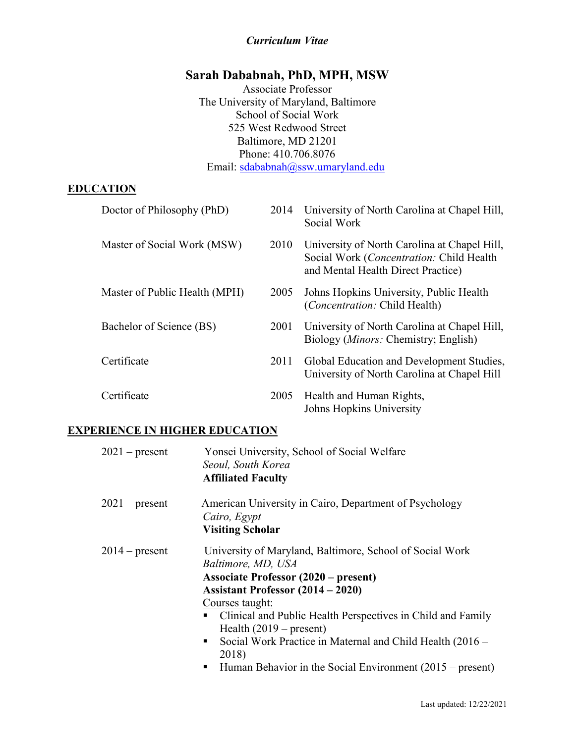*Curriculum Vitae*

# Sarah Dababnah, PhD, MPH, MSW

Associate Professor
The University of Maryland, Baltimore
School of Social Work
525 West Redwood Street
Baltimore, MD 21201
Phone: 410.706.8076
Email: sdababnah@ssw.umaryland.edu

## EDUCATION

| | | |
|---|---|---|
| Doctor of Philosophy (PhD) | 2014 | University of North Carolina at Chapel Hill, Social Work |
| Master of Social Work (MSW) | 2010 | University of North Carolina at Chapel Hill, Social Work (*Concentration:* Child Health and Mental Health Direct Practice) |
| Master of Public Health (MPH) | 2005 | Johns Hopkins University, Public Health (*Concentration:* Child Health) |
| Bachelor of Science (BS) | 2001 | University of North Carolina at Chapel Hill, Biology (*Minors:* Chemistry; English) |
| Certificate | 2011 | Global Education and Development Studies, University of North Carolina at Chapel Hill |
| Certificate | 2005 | Health and Human Rights, Johns Hopkins University |

## EXPERIENCE IN HIGHER EDUCATION

2021 – present
Yonsei University, School of Social Welfare
*Seoul, South Korea*
**Affiliated Faculty**

2021 – present
American University in Cairo, Department of Psychology
*Cairo, Egypt*
**Visiting Scholar**

2014 – present
University of Maryland, Baltimore, School of Social Work
*Baltimore, MD, USA*
**Associate Professor (2020 – present)**
**Assistant Professor (2014 – 2020)**
Courses taught:

- Clinical and Public Health Perspectives in Child and Family Health (2019 – present)
- Social Work Practice in Maternal and Child Health (2016 – 2018)
- Human Behavior in the Social Environment (2015 – present)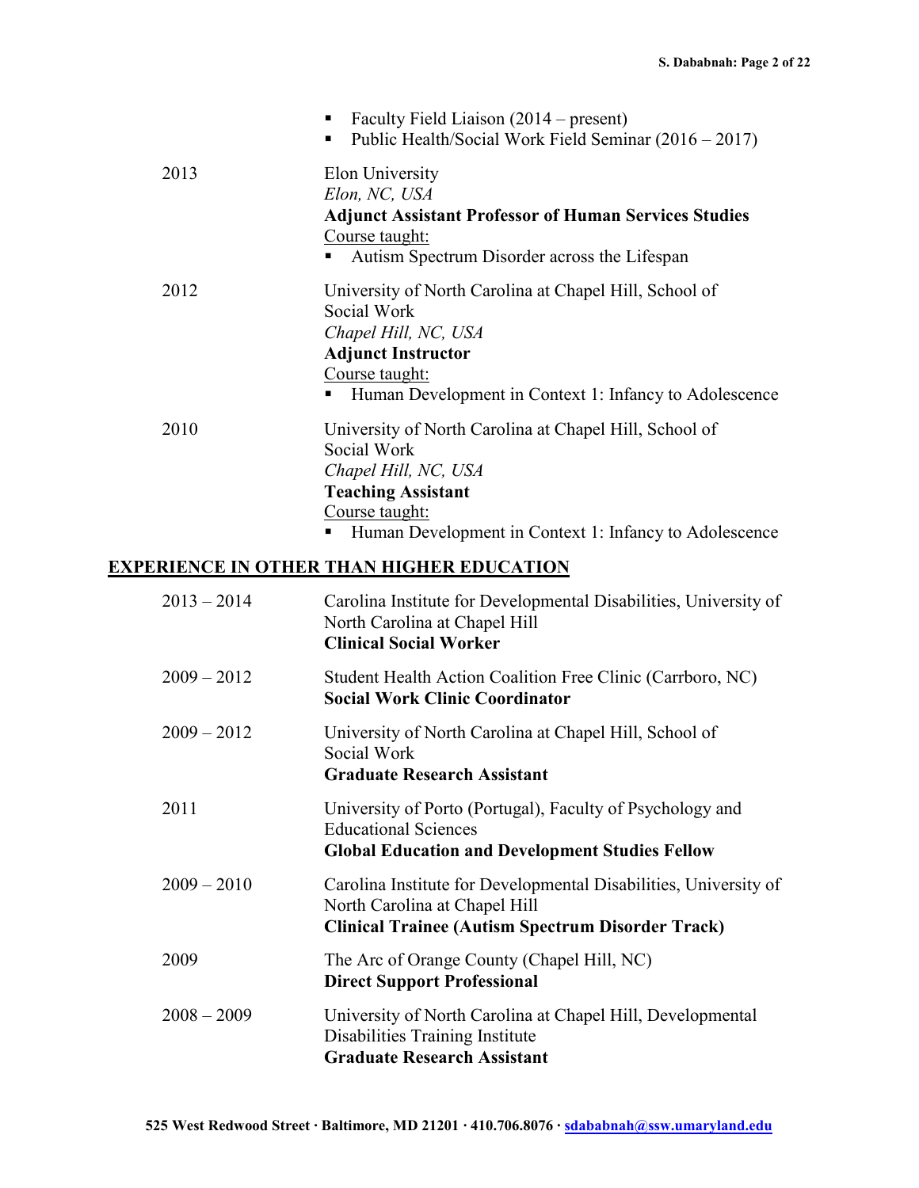- Faculty Field Liaison (2014 – present)
- Public Health/Social Work Field Seminar (2016 – 2017)

2013 — Elon University
*Elon, NC, USA*
**Adjunct Assistant Professor of Human Services Studies**
Course taught:
- Autism Spectrum Disorder across the Lifespan

2012 — University of North Carolina at Chapel Hill, School of Social Work
*Chapel Hill, NC, USA*
**Adjunct Instructor**
Course taught:
- Human Development in Context 1: Infancy to Adolescence

2010 — University of North Carolina at Chapel Hill, School of Social Work
*Chapel Hill, NC, USA*
**Teaching Assistant**
Course taught:
- Human Development in Context 1: Infancy to Adolescence

## EXPERIENCE IN OTHER THAN HIGHER EDUCATION

2013 – 2014 — Carolina Institute for Developmental Disabilities, University of North Carolina at Chapel Hill
**Clinical Social Worker**

2009 – 2012 — Student Health Action Coalition Free Clinic (Carrboro, NC)
**Social Work Clinic Coordinator**

2009 – 2012 — University of North Carolina at Chapel Hill, School of Social Work
**Graduate Research Assistant**

2011 — University of Porto (Portugal), Faculty of Psychology and Educational Sciences
**Global Education and Development Studies Fellow**

2009 – 2010 — Carolina Institute for Developmental Disabilities, University of North Carolina at Chapel Hill
**Clinical Trainee (Autism Spectrum Disorder Track)**

2009 — The Arc of Orange County (Chapel Hill, NC)
**Direct Support Professional**

2008 – 2009 — University of North Carolina at Chapel Hill, Developmental Disabilities Training Institute
**Graduate Research Assistant**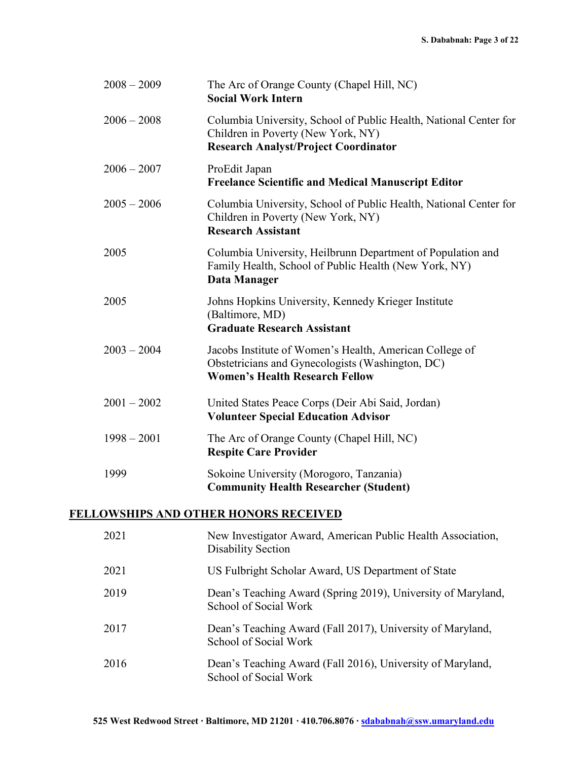| | |
|---|---|
| 2008 – 2009 | The Arc of Orange County (Chapel Hill, NC)<br>**Social Work Intern** |
| 2006 – 2008 | Columbia University, School of Public Health, National Center for Children in Poverty (New York, NY)<br>**Research Analyst/Project Coordinator** |
| 2006 – 2007 | ProEdit Japan<br>**Freelance Scientific and Medical Manuscript Editor** |
| 2005 – 2006 | Columbia University, School of Public Health, National Center for Children in Poverty (New York, NY)<br>**Research Assistant** |
| 2005 | Columbia University, Heilbrunn Department of Population and Family Health, School of Public Health (New York, NY)<br>**Data Manager** |
| 2005 | Johns Hopkins University, Kennedy Krieger Institute (Baltimore, MD)<br>**Graduate Research Assistant** |
| 2003 – 2004 | Jacobs Institute of Women's Health, American College of Obstetricians and Gynecologists (Washington, DC)<br>**Women's Health Research Fellow** |
| 2001 – 2002 | United States Peace Corps (Deir Abi Said, Jordan)<br>**Volunteer Special Education Advisor** |
| 1998 – 2001 | The Arc of Orange County (Chapel Hill, NC)<br>**Respite Care Provider** |
| 1999 | Sokoine University (Morogoro, Tanzania)<br>**Community Health Researcher (Student)** |

## FELLOWSHIPS AND OTHER HONORS RECEIVED

| | |
|---|---|
| 2021 | New Investigator Award, American Public Health Association, Disability Section |
| 2021 | US Fulbright Scholar Award, US Department of State |
| 2019 | Dean's Teaching Award (Spring 2019), University of Maryland, School of Social Work |
| 2017 | Dean's Teaching Award (Fall 2017), University of Maryland, School of Social Work |
| 2016 | Dean's Teaching Award (Fall 2016), University of Maryland, School of Social Work |

525 West Redwood Street · Baltimore, MD 21201 · 410.706.8076 · sdababnah@ssw.umaryland.edu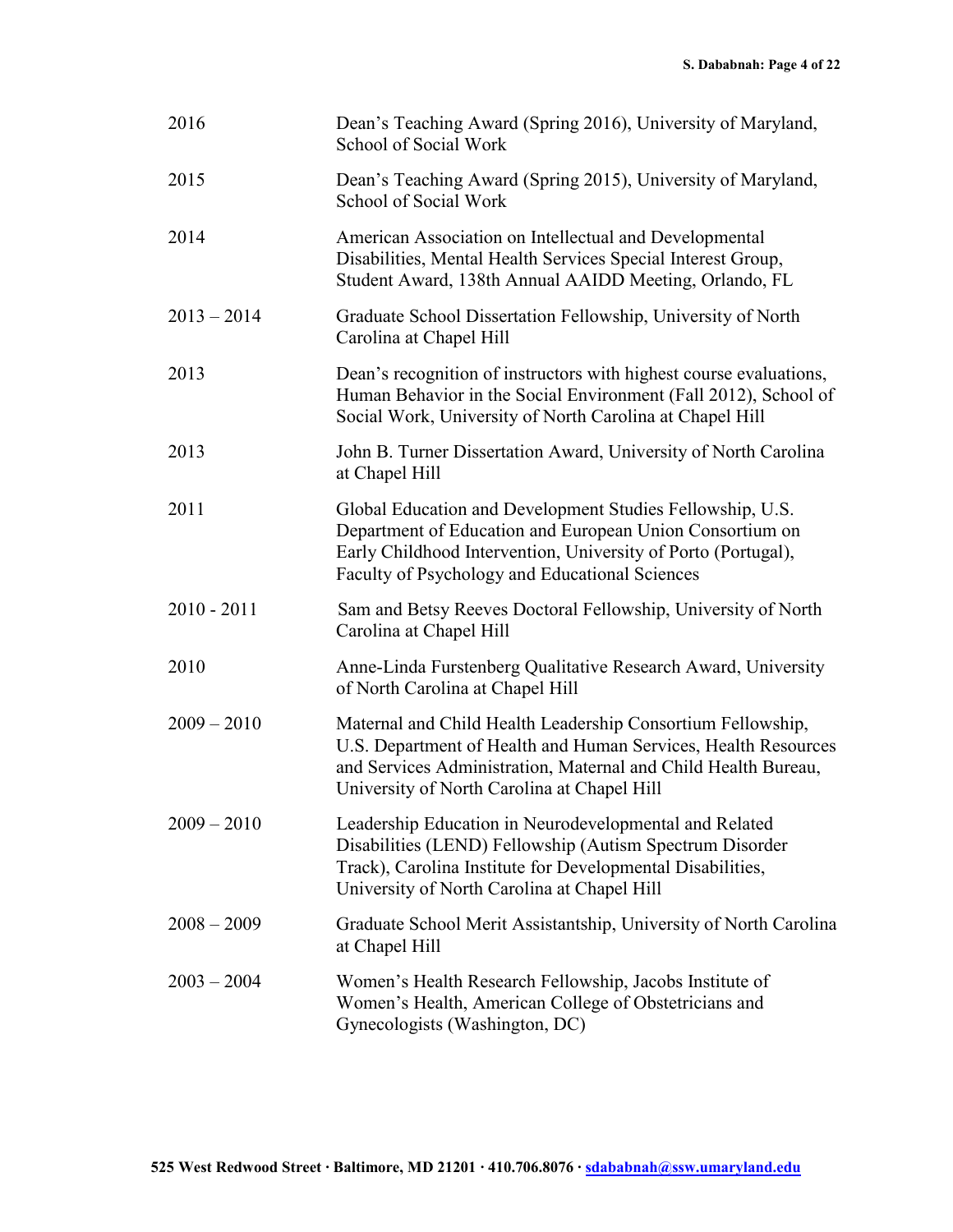| | |
|---|---|
| 2016 | Dean’s Teaching Award (Spring 2016), University of Maryland, School of Social Work |
| 2015 | Dean’s Teaching Award (Spring 2015), University of Maryland, School of Social Work |
| 2014 | American Association on Intellectual and Developmental Disabilities, Mental Health Services Special Interest Group, Student Award, 138th Annual AAIDD Meeting, Orlando, FL |
| 2013 – 2014 | Graduate School Dissertation Fellowship, University of North Carolina at Chapel Hill |
| 2013 | Dean’s recognition of instructors with highest course evaluations, Human Behavior in the Social Environment (Fall 2012), School of Social Work, University of North Carolina at Chapel Hill |
| 2013 | John B. Turner Dissertation Award, University of North Carolina at Chapel Hill |
| 2011 | Global Education and Development Studies Fellowship, U.S. Department of Education and European Union Consortium on Early Childhood Intervention, University of Porto (Portugal), Faculty of Psychology and Educational Sciences |
| 2010 - 2011 | Sam and Betsy Reeves Doctoral Fellowship, University of North Carolina at Chapel Hill |
| 2010 | Anne-Linda Furstenberg Qualitative Research Award, University of North Carolina at Chapel Hill |
| 2009 – 2010 | Maternal and Child Health Leadership Consortium Fellowship, U.S. Department of Health and Human Services, Health Resources and Services Administration, Maternal and Child Health Bureau, University of North Carolina at Chapel Hill |
| 2009 – 2010 | Leadership Education in Neurodevelopmental and Related Disabilities (LEND) Fellowship (Autism Spectrum Disorder Track), Carolina Institute for Developmental Disabilities, University of North Carolina at Chapel Hill |
| 2008 – 2009 | Graduate School Merit Assistantship, University of North Carolina at Chapel Hill |
| 2003 – 2004 | Women’s Health Research Fellowship, Jacobs Institute of Women’s Health, American College of Obstetricians and Gynecologists (Washington, DC) |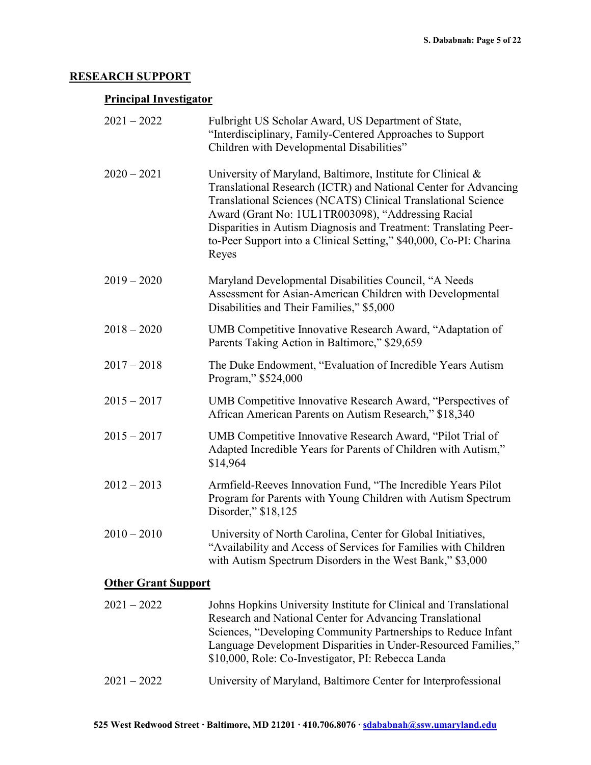## RESEARCH SUPPORT

### Principal Investigator

2021 – 2022 Fulbright US Scholar Award, US Department of State, "Interdisciplinary, Family-Centered Approaches to Support Children with Developmental Disabilities"

2020 – 2021 University of Maryland, Baltimore, Institute for Clinical & Translational Research (ICTR) and National Center for Advancing Translational Sciences (NCATS) Clinical Translational Science Award (Grant No: 1UL1TR003098), "Addressing Racial Disparities in Autism Diagnosis and Treatment: Translating Peer-to-Peer Support into a Clinical Setting," $40,000, Co-PI: Charina Reyes

2019 – 2020 Maryland Developmental Disabilities Council, "A Needs Assessment for Asian-American Children with Developmental Disabilities and Their Families," $5,000

2018 – 2020 UMB Competitive Innovative Research Award, "Adaptation of Parents Taking Action in Baltimore," $29,659

2017 – 2018 The Duke Endowment, "Evaluation of Incredible Years Autism Program," $524,000

2015 – 2017 UMB Competitive Innovative Research Award, "Perspectives of African American Parents on Autism Research," $18,340

2015 – 2017 UMB Competitive Innovative Research Award, "Pilot Trial of Adapted Incredible Years for Parents of Children with Autism," $14,964

2012 – 2013 Armfield-Reeves Innovation Fund, "The Incredible Years Pilot Program for Parents with Young Children with Autism Spectrum Disorder," $18,125

2010 – 2010 University of North Carolina, Center for Global Initiatives, "Availability and Access of Services for Families with Children with Autism Spectrum Disorders in the West Bank," $3,000

### Other Grant Support

2021 – 2022 Johns Hopkins University Institute for Clinical and Translational Research and National Center for Advancing Translational Sciences, "Developing Community Partnerships to Reduce Infant Language Development Disparities in Under-Resourced Families," $10,000, Role: Co-Investigator, PI: Rebecca Landa

2021 – 2022 University of Maryland, Baltimore Center for Interprofessional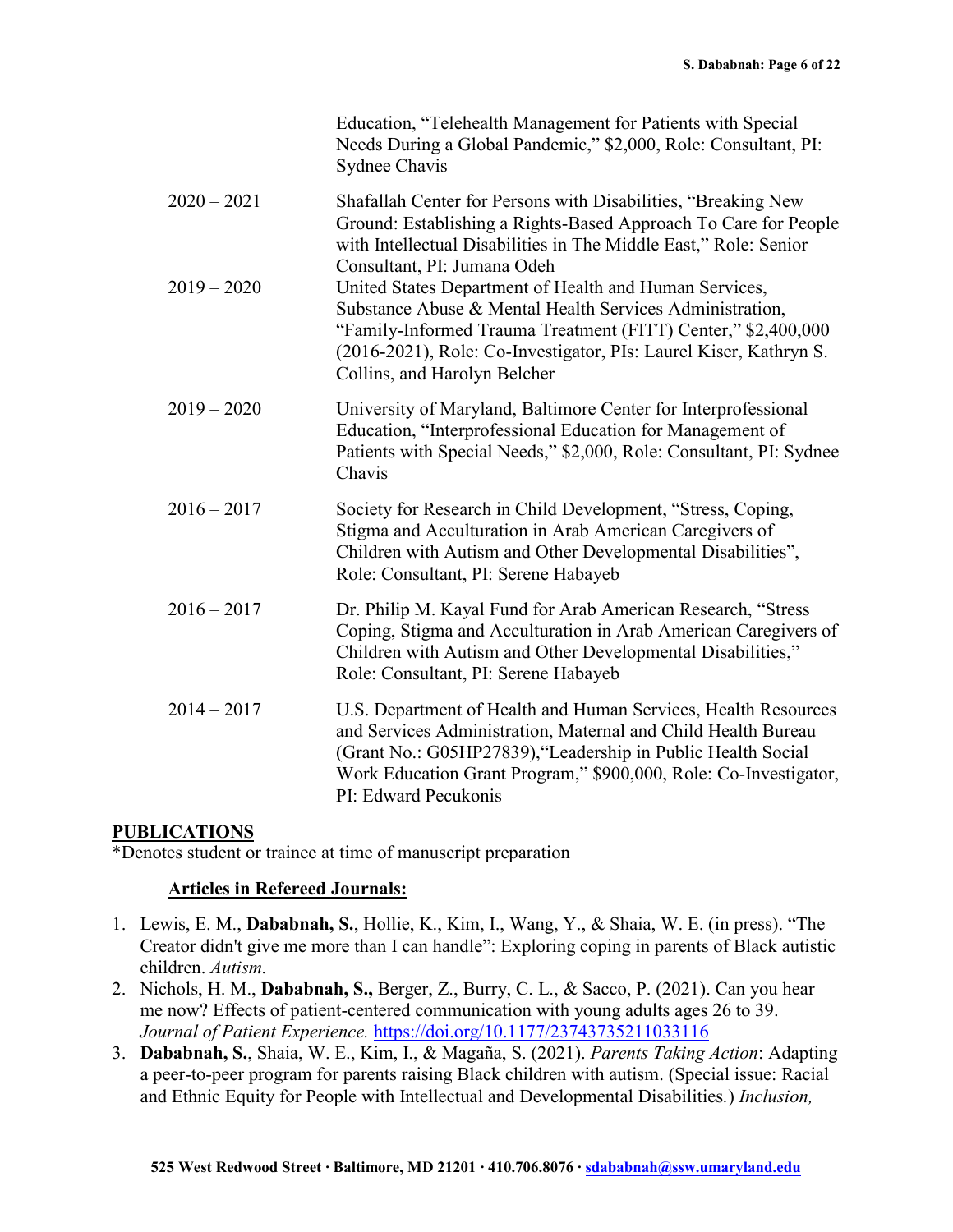Education, "Telehealth Management for Patients with Special Needs During a Global Pandemic," $2,000, Role: Consultant, PI: Sydnee Chavis

2020 – 2021 Shafallah Center for Persons with Disabilities, "Breaking New Ground: Establishing a Rights-Based Approach To Care for People with Intellectual Disabilities in The Middle East," Role: Senior Consultant, PI: Jumana Odeh

2019 – 2020 United States Department of Health and Human Services, Substance Abuse & Mental Health Services Administration, "Family-Informed Trauma Treatment (FITT) Center," $2,400,000 (2016-2021), Role: Co-Investigator, PIs: Laurel Kiser, Kathryn S. Collins, and Harolyn Belcher

2019 – 2020 University of Maryland, Baltimore Center for Interprofessional Education, "Interprofessional Education for Management of Patients with Special Needs," $2,000, Role: Consultant, PI: Sydnee Chavis

2016 – 2017 Society for Research in Child Development, "Stress, Coping, Stigma and Acculturation in Arab American Caregivers of Children with Autism and Other Developmental Disabilities", Role: Consultant, PI: Serene Habayeb

2016 – 2017 Dr. Philip M. Kayal Fund for Arab American Research, "Stress Coping, Stigma and Acculturation in Arab American Caregivers of Children with Autism and Other Developmental Disabilities," Role: Consultant, PI: Serene Habayeb

2014 – 2017 U.S. Department of Health and Human Services, Health Resources and Services Administration, Maternal and Child Health Bureau (Grant No.: G05HP27839),"Leadership in Public Health Social Work Education Grant Program," $900,000, Role: Co-Investigator, PI: Edward Pecukonis

## PUBLICATIONS

*Denotes student or trainee at time of manuscript preparation

### Articles in Refereed Journals:

1. Lewis, E. M., **Dababnah, S.**, Hollie, K., Kim, I., Wang, Y., & Shaia, W. E. (in press). "The Creator didn't give me more than I can handle": Exploring coping in parents of Black autistic children. *Autism.*
2. Nichols, H. M., **Dababnah, S.,** Berger, Z., Burry, C. L., & Sacco, P. (2021). Can you hear me now? Effects of patient-centered communication with young adults ages 26 to 39. *Journal of Patient Experience.* https://doi.org/10.1177/23743735211033116
3. **Dababnah, S.**, Shaia, W. E., Kim, I., & Magaña, S. (2021). *Parents Taking Action*: Adapting a peer-to-peer program for parents raising Black children with autism. (Special issue: Racial and Ethnic Equity for People with Intellectual and Developmental Disabilities.) *Inclusion,*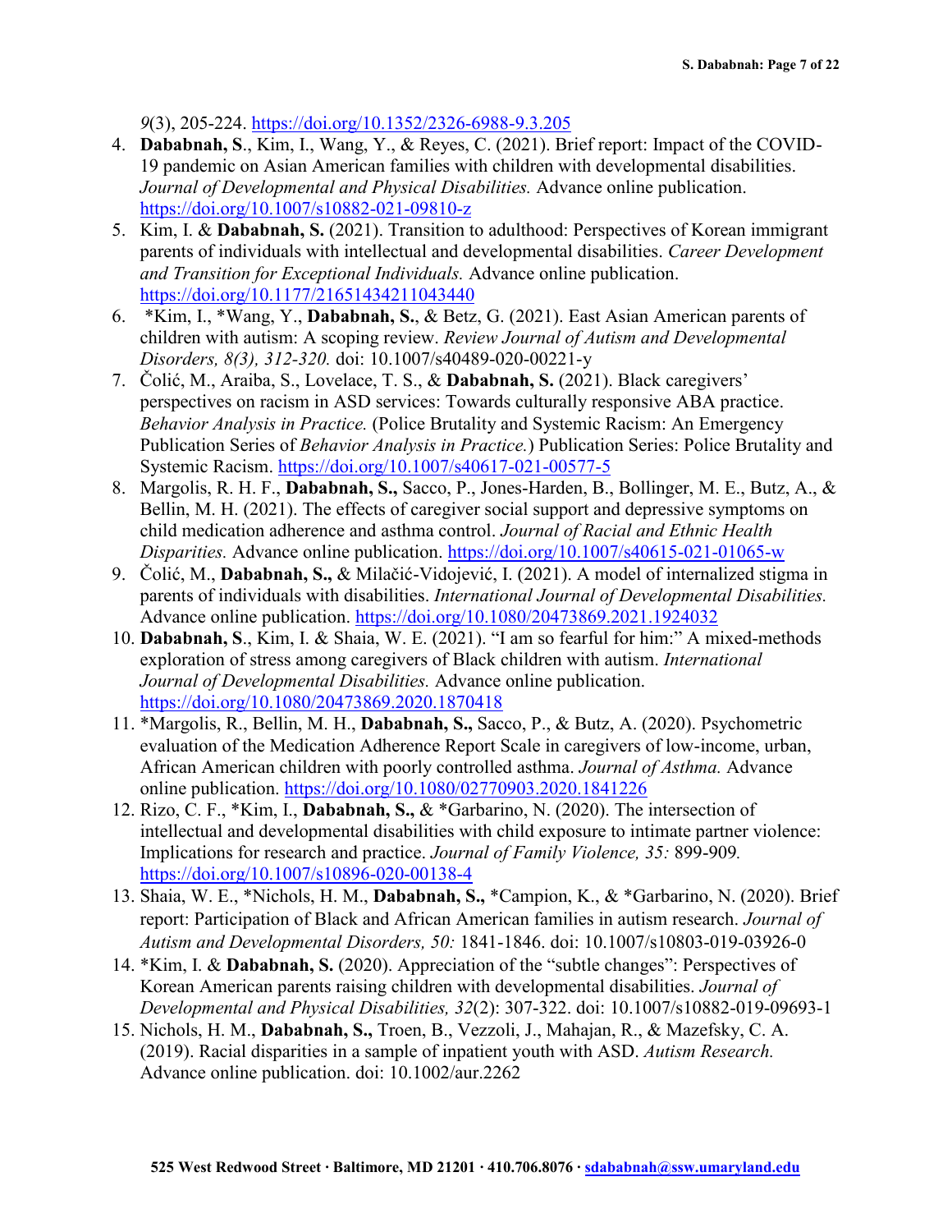*9*(3), 205-224. https://doi.org/10.1352/2326-6988-9.3.205

4. **Dababnah, S**., Kim, I., Wang, Y., & Reyes, C. (2021). Brief report: Impact of the COVID-19 pandemic on Asian American families with children with developmental disabilities. *Journal of Developmental and Physical Disabilities.* Advance online publication. https://doi.org/10.1007/s10882-021-09810-z
5. Kim, I. & **Dababnah, S.** (2021). Transition to adulthood: Perspectives of Korean immigrant parents of individuals with intellectual and developmental disabilities. *Career Development and Transition for Exceptional Individuals.* Advance online publication. https://doi.org/10.1177/21651434211043440
6. *Kim, I., *Wang, Y., **Dababnah, S.**, & Betz, G. (2021). East Asian American parents of children with autism: A scoping review. *Review Journal of Autism and Developmental Disorders, 8(3), 312-320.* doi: 10.1007/s40489-020-00221-y
7. Čolić, M., Araiba, S., Lovelace, T. S., & **Dababnah, S.** (2021). Black caregivers' perspectives on racism in ASD services: Towards culturally responsive ABA practice. *Behavior Analysis in Practice.* (Police Brutality and Systemic Racism: An Emergency Publication Series of *Behavior Analysis in Practice.*) Publication Series: Police Brutality and Systemic Racism. https://doi.org/10.1007/s40617-021-00577-5
8. Margolis, R. H. F., **Dababnah, S.,** Sacco, P., Jones-Harden, B., Bollinger, M. E., Butz, A., & Bellin, M. H. (2021). The effects of caregiver social support and depressive symptoms on child medication adherence and asthma control. *Journal of Racial and Ethnic Health Disparities.* Advance online publication. https://doi.org/10.1007/s40615-021-01065-w
9. Čolić, M., **Dababnah, S.,** & Milačić-Vidojević, I. (2021). A model of internalized stigma in parents of individuals with disabilities. *International Journal of Developmental Disabilities.* Advance online publication. https://doi.org/10.1080/20473869.2021.1924032
10. **Dababnah, S**., Kim, I. & Shaia, W. E. (2021). "I am so fearful for him:" A mixed-methods exploration of stress among caregivers of Black children with autism. *International Journal of Developmental Disabilities.* Advance online publication. https://doi.org/10.1080/20473869.2020.1870418
11. *Margolis, R., Bellin, M. H., **Dababnah, S.,** Sacco, P., & Butz, A. (2020). Psychometric evaluation of the Medication Adherence Report Scale in caregivers of low-income, urban, African American children with poorly controlled asthma. *Journal of Asthma.* Advance online publication. https://doi.org/10.1080/02770903.2020.1841226
12. Rizo, C. F., *Kim, I., **Dababnah, S.,** & *Garbarino, N. (2020). The intersection of intellectual and developmental disabilities with child exposure to intimate partner violence: Implications for research and practice. *Journal of Family Violence, 35:* 899-909*.* https://doi.org/10.1007/s10896-020-00138-4
13. Shaia, W. E., *Nichols, H. M., **Dababnah, S.,** *Campion, K., & *Garbarino, N. (2020). Brief report: Participation of Black and African American families in autism research. *Journal of Autism and Developmental Disorders, 50:* 1841-1846. doi: 10.1007/s10803-019-03926-0
14. *Kim, I. & **Dababnah, S.** (2020). Appreciation of the "subtle changes": Perspectives of Korean American parents raising children with developmental disabilities. *Journal of Developmental and Physical Disabilities, 32*(2): 307-322. doi: 10.1007/s10882-019-09693-1
15. Nichols, H. M., **Dababnah, S.,** Troen, B., Vezzoli, J., Mahajan, R., & Mazefsky, C. A. (2019). Racial disparities in a sample of inpatient youth with ASD. *Autism Research.* Advance online publication. doi: 10.1002/aur.2262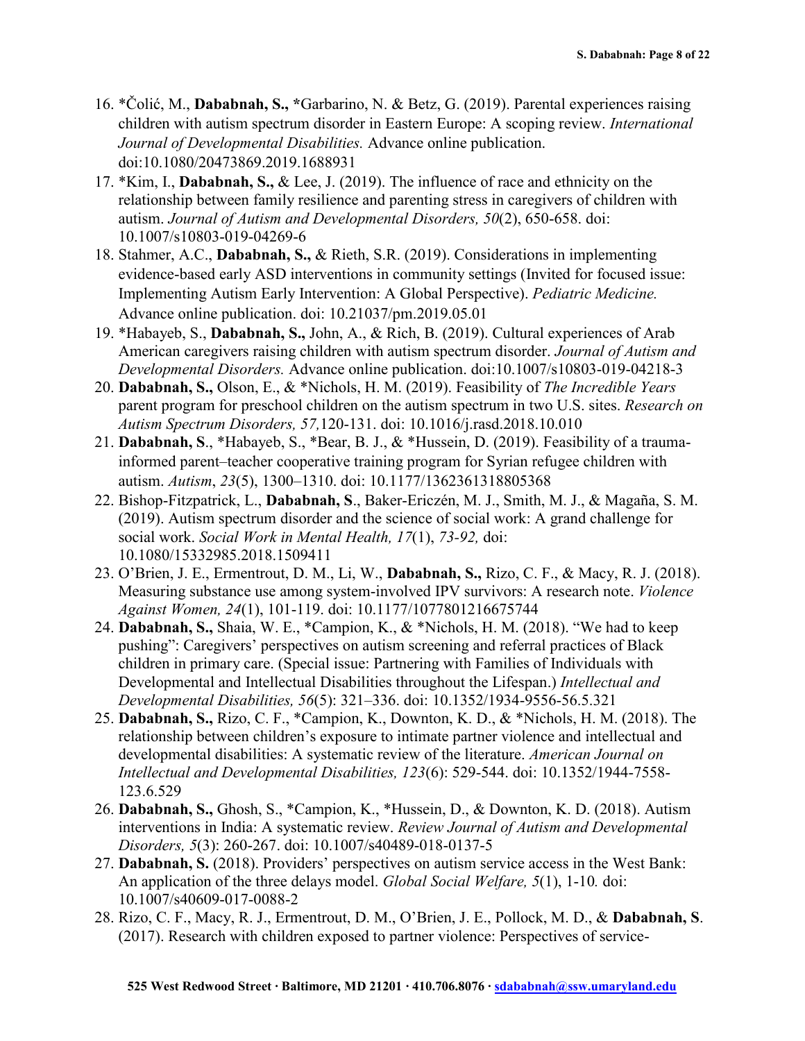16. *Čolić, M., **Dababnah, S.,** *Garbarino, N. & Betz, G. (2019). Parental experiences raising children with autism spectrum disorder in Eastern Europe: A scoping review. *International Journal of Developmental Disabilities.* Advance online publication. doi:10.1080/20473869.2019.1688931
17. *Kim, I., **Dababnah, S.,** & Lee, J. (2019). The influence of race and ethnicity on the relationship between family resilience and parenting stress in caregivers of children with autism. *Journal of Autism and Developmental Disorders, 50*(2), 650-658. doi: 10.1007/s10803-019-04269-6
18. Stahmer, A.C., **Dababnah, S.,** & Rieth, S.R. (2019). Considerations in implementing evidence-based early ASD interventions in community settings (Invited for focused issue: Implementing Autism Early Intervention: A Global Perspective). *Pediatric Medicine.* Advance online publication. doi: 10.21037/pm.2019.05.01
19. *Habayeb, S., **Dababnah, S.,** John, A., & Rich, B. (2019). Cultural experiences of Arab American caregivers raising children with autism spectrum disorder. *Journal of Autism and Developmental Disorders.* Advance online publication. doi:10.1007/s10803-019-04218-3
20. **Dababnah, S.,** Olson, E., & *Nichols, H. M. (2019). Feasibility of *The Incredible Years* parent program for preschool children on the autism spectrum in two U.S. sites. *Research on Autism Spectrum Disorders, 57,*120-131. doi: 10.1016/j.rasd.2018.10.010
21. **Dababnah, S**., *Habayeb, S., *Bear, B. J., & *Hussein, D. (2019). Feasibility of a trauma-informed parent–teacher cooperative training program for Syrian refugee children with autism. *Autism*, *23*(5), 1300–1310. doi: 10.1177/1362361318805368
22. Bishop-Fitzpatrick, L., **Dababnah, S**., Baker-Ericzén, M. J., Smith, M. J., & Magaña, S. M. (2019). Autism spectrum disorder and the science of social work: A grand challenge for social work. *Social Work in Mental Health, 17*(1), *73-92,* doi: 10.1080/15332985.2018.1509411
23. O'Brien, J. E., Ermentrout, D. M., Li, W., **Dababnah, S.,** Rizo, C. F., & Macy, R. J. (2018). Measuring substance use among system-involved IPV survivors: A research note. *Violence Against Women, 24*(1), 101-119. doi: 10.1177/1077801216675744
24. **Dababnah, S.,** Shaia, W. E., *Campion, K., & *Nichols, H. M. (2018). "We had to keep pushing": Caregivers' perspectives on autism screening and referral practices of Black children in primary care. (Special issue: Partnering with Families of Individuals with Developmental and Intellectual Disabilities throughout the Lifespan.) *Intellectual and Developmental Disabilities, 56*(5): 321–336. doi: 10.1352/1934-9556-56.5.321
25. **Dababnah, S.,** Rizo, C. F., *Campion, K., Downton, K. D., & *Nichols, H. M. (2018). The relationship between children's exposure to intimate partner violence and intellectual and developmental disabilities: A systematic review of the literature. *American Journal on Intellectual and Developmental Disabilities, 123*(6): 529-544. doi: 10.1352/1944-7558-123.6.529
26. **Dababnah, S.,** Ghosh, S., *Campion, K., *Hussein, D., & Downton, K. D. (2018). Autism interventions in India: A systematic review. *Review Journal of Autism and Developmental Disorders, 5*(3): 260-267. doi: 10.1007/s40489-018-0137-5
27. **Dababnah, S.** (2018). Providers' perspectives on autism service access in the West Bank: An application of the three delays model. *Global Social Welfare, 5*(1), 1-10*.* doi: 10.1007/s40609-017-0088-2
28. Rizo, C. F., Macy, R. J., Ermentrout, D. M., O'Brien, J. E., Pollock, M. D., & **Dababnah, S**. (2017). Research with children exposed to partner violence: Perspectives of service-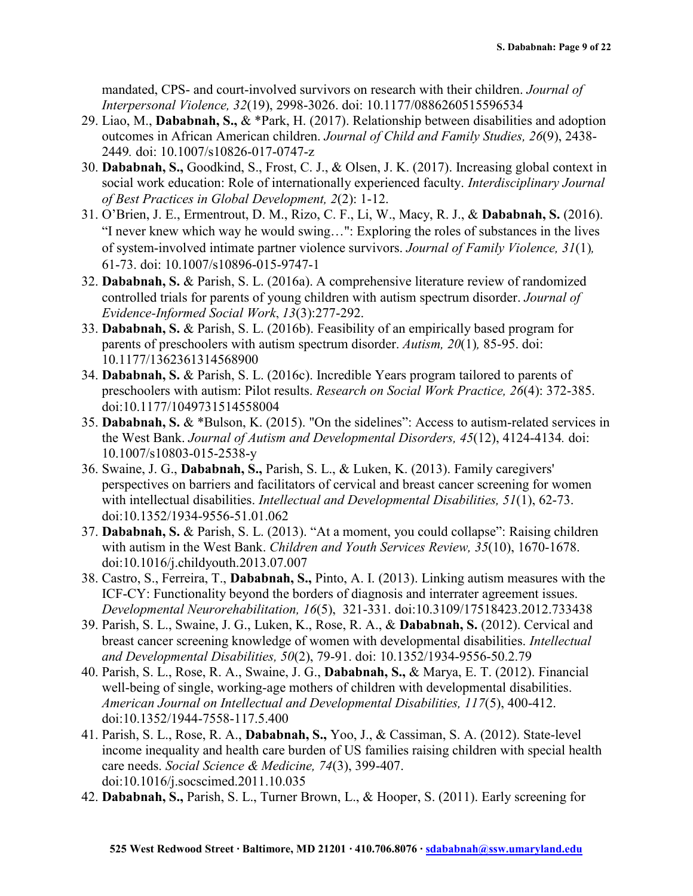mandated, CPS- and court-involved survivors on research with their children. *Journal of Interpersonal Violence, 32*(19), 2998-3026. doi: 10.1177/0886260515596534

29. Liao, M., **Dababnah, S.,** & *Park, H. (2017). Relationship between disabilities and adoption outcomes in African American children. *Journal of Child and Family Studies, 26*(9), 2438-2449*.* doi: 10.1007/s10826-017-0747-z
30. **Dababnah, S.,** Goodkind, S., Frost, C. J., & Olsen, J. K. (2017). Increasing global context in social work education: Role of internationally experienced faculty. *Interdisciplinary Journal of Best Practices in Global Development, 2*(2): 1-12.
31. O'Brien, J. E., Ermentrout, D. M., Rizo, C. F., Li, W., Macy, R. J., & **Dababnah, S.** (2016). "I never knew which way he would swing…": Exploring the roles of substances in the lives of system-involved intimate partner violence survivors. *Journal of Family Violence, 31*(1)*,* 61-73. doi: 10.1007/s10896-015-9747-1
32. **Dababnah, S.** & Parish, S. L. (2016a). A comprehensive literature review of randomized controlled trials for parents of young children with autism spectrum disorder. *Journal of Evidence-Informed Social Work*, *13*(3):277-292.
33. **Dababnah, S.** & Parish, S. L. (2016b). Feasibility of an empirically based program for parents of preschoolers with autism spectrum disorder. *Autism, 20*(1)*,* 85-95. doi: 10.1177/1362361314568900
34. **Dababnah, S.** & Parish, S. L. (2016c). Incredible Years program tailored to parents of preschoolers with autism: Pilot results. *Research on Social Work Practice, 26*(4): 372-385. doi:10.1177/1049731514558004
35. **Dababnah, S.** & *Bulson, K. (2015). "On the sidelines": Access to autism-related services in the West Bank. *Journal of Autism and Developmental Disorders, 45*(12), 4124-4134*.* doi: 10.1007/s10803-015-2538-y
36. Swaine, J. G., **Dababnah, S.,** Parish, S. L., & Luken, K. (2013). Family caregivers' perspectives on barriers and facilitators of cervical and breast cancer screening for women with intellectual disabilities. *Intellectual and Developmental Disabilities, 51*(1), 62-73. doi:10.1352/1934-9556-51.01.062
37. **Dababnah, S.** & Parish, S. L. (2013). "At a moment, you could collapse": Raising children with autism in the West Bank. *Children and Youth Services Review, 35*(10), 1670-1678. doi:10.1016/j.childyouth.2013.07.007
38. Castro, S., Ferreira, T., **Dababnah, S.,** Pinto, A. I. (2013). Linking autism measures with the ICF-CY: Functionality beyond the borders of diagnosis and interrater agreement issues. *Developmental Neurorehabilitation, 16*(5), 321-331. doi:10.3109/17518423.2012.733438
39. Parish, S. L., Swaine, J. G., Luken, K., Rose, R. A., & **Dababnah, S.** (2012). Cervical and breast cancer screening knowledge of women with developmental disabilities. *Intellectual and Developmental Disabilities, 50*(2), 79-91. doi: 10.1352/1934-9556-50.2.79
40. Parish, S. L., Rose, R. A., Swaine, J. G., **Dababnah, S.,** & Marya, E. T. (2012). Financial well-being of single, working-age mothers of children with developmental disabilities. *American Journal on Intellectual and Developmental Disabilities, 117*(5), 400-412. doi:10.1352/1944-7558-117.5.400
41. Parish, S. L., Rose, R. A., **Dababnah, S.,** Yoo, J., & Cassiman, S. A. (2012). State-level income inequality and health care burden of US families raising children with special health care needs. *Social Science & Medicine, 74*(3), 399-407. doi:10.1016/j.socscimed.2011.10.035
42. **Dababnah, S.,** Parish, S. L., Turner Brown, L., & Hooper, S. (2011). Early screening for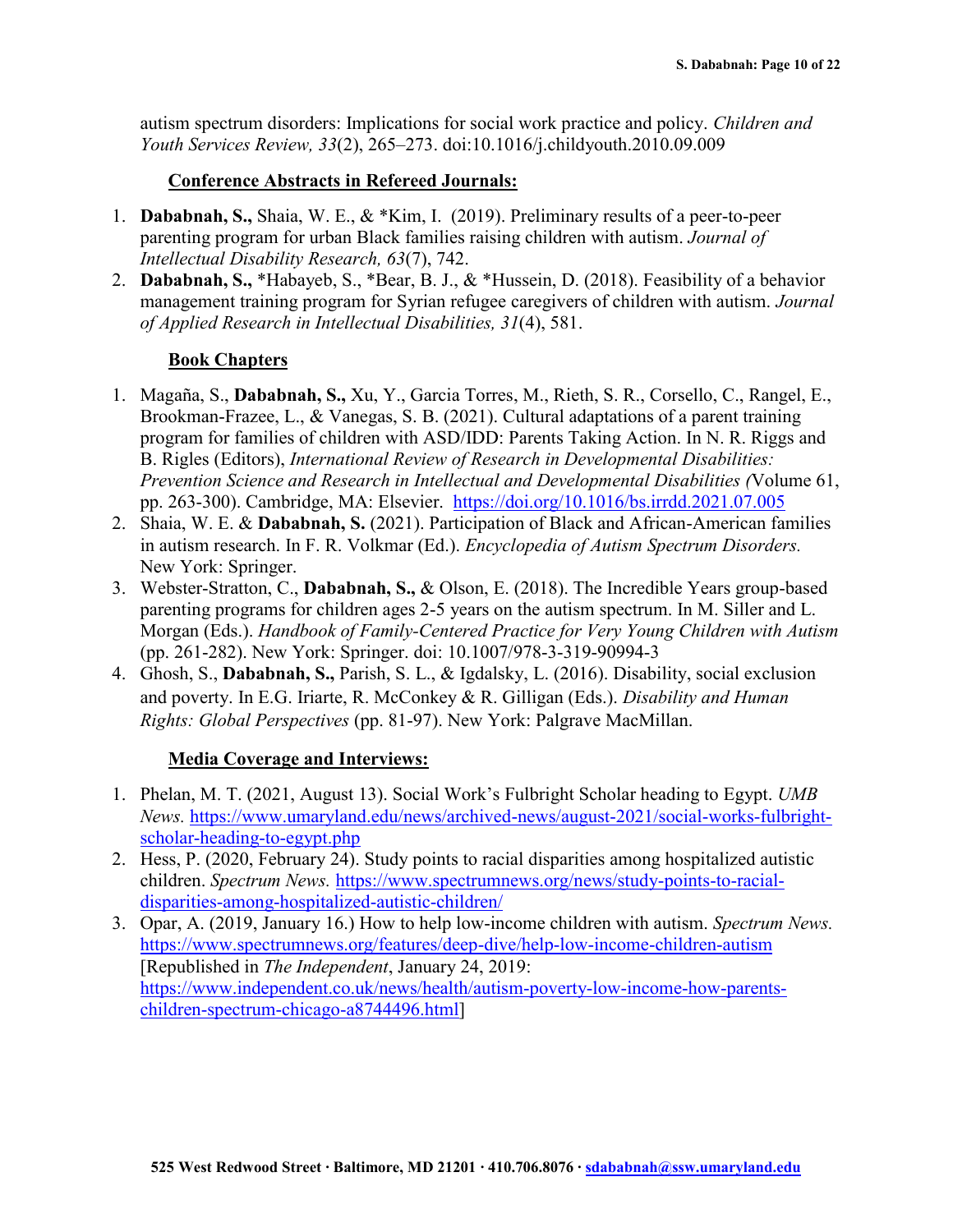autism spectrum disorders: Implications for social work practice and policy. *Children and Youth Services Review, 33*(2), 265–273. doi:10.1016/j.childyouth.2010.09.009

## Conference Abstracts in Refereed Journals:

1. **Dababnah, S.,** Shaia, W. E., & *Kim, I. (2019). Preliminary results of a peer-to-peer parenting program for urban Black families raising children with autism. *Journal of Intellectual Disability Research, 63*(7), 742.
2. **Dababnah, S.,** *Habayeb, S., *Bear, B. J., & *Hussein, D. (2018). Feasibility of a behavior management training program for Syrian refugee caregivers of children with autism. *Journal of Applied Research in Intellectual Disabilities, 31*(4), 581.

## Book Chapters

1. Magaña, S., **Dababnah, S.,** Xu, Y., Garcia Torres, M., Rieth, S. R., Corsello, C., Rangel, E., Brookman-Frazee, L., & Vanegas, S. B. (2021). Cultural adaptations of a parent training program for families of children with ASD/IDD: Parents Taking Action. In N. R. Riggs and B. Rigles (Editors), *International Review of Research in Developmental Disabilities: Prevention Science and Research in Intellectual and Developmental Disabilities (*Volume 61, pp. 263-300). Cambridge, MA: Elsevier. https://doi.org/10.1016/bs.irrdd.2021.07.005
2. Shaia, W. E. & **Dababnah, S.** (2021). Participation of Black and African-American families in autism research. In F. R. Volkmar (Ed.). *Encyclopedia of Autism Spectrum Disorders.* New York: Springer.
3. Webster-Stratton, C., **Dababnah, S.,** & Olson, E. (2018). The Incredible Years group-based parenting programs for children ages 2-5 years on the autism spectrum. In M. Siller and L. Morgan (Eds.). *Handbook of Family-Centered Practice for Very Young Children with Autism* (pp. 261-282). New York: Springer. doi: 10.1007/978-3-319-90994-3
4. Ghosh, S., **Dababnah, S.,** Parish, S. L., & Igdalsky, L. (2016). Disability, social exclusion and poverty. In E.G. Iriarte, R. McConkey & R. Gilligan (Eds.). *Disability and Human Rights: Global Perspectives* (pp. 81-97). New York: Palgrave MacMillan.

## Media Coverage and Interviews:

1. Phelan, M. T. (2021, August 13). Social Work's Fulbright Scholar heading to Egypt. *UMB News.* https://www.umaryland.edu/news/archived-news/august-2021/social-works-fulbright-scholar-heading-to-egypt.php
2. Hess, P. (2020, February 24). Study points to racial disparities among hospitalized autistic children. *Spectrum News.* https://www.spectrumnews.org/news/study-points-to-racial-disparities-among-hospitalized-autistic-children/
3. Opar, A. (2019, January 16.) How to help low-income children with autism. *Spectrum News.* https://www.spectrumnews.org/features/deep-dive/help-low-income-children-autism [Republished in *The Independent*, January 24, 2019: https://www.independent.co.uk/news/health/autism-poverty-low-income-how-parents-children-spectrum-chicago-a8744496.html]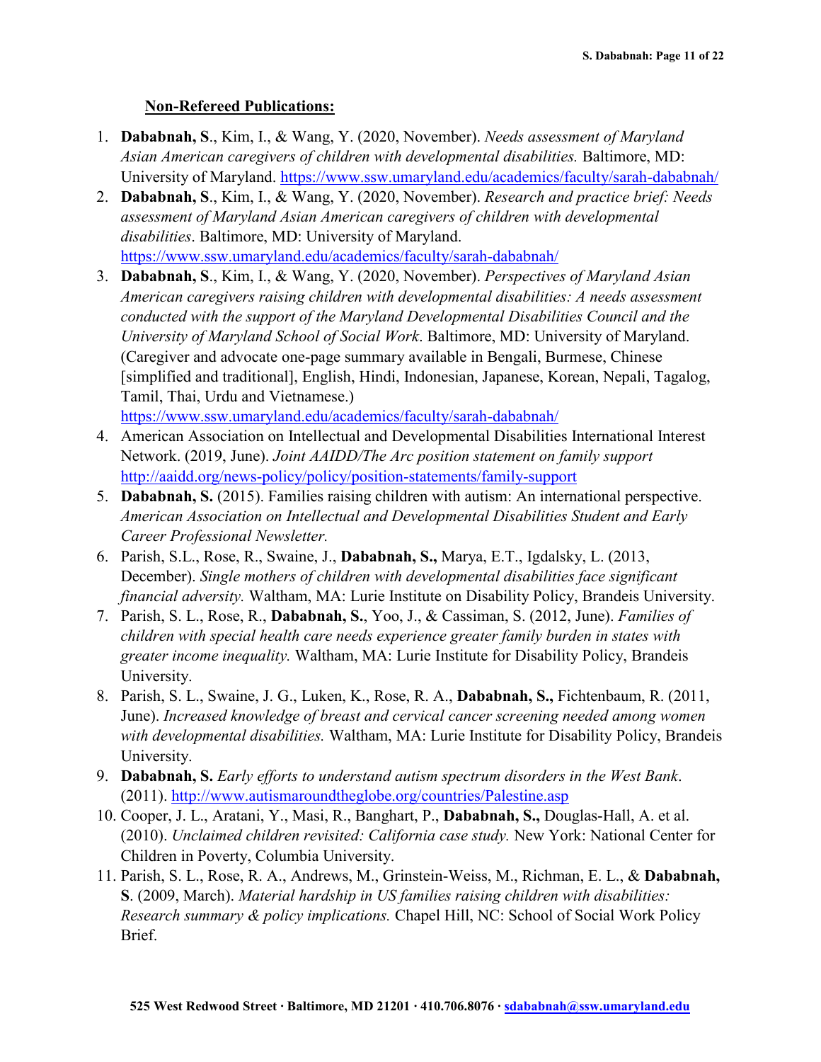**Non-Refereed Publications:**

1. **Dababnah, S**., Kim, I., & Wang, Y. (2020, November). *Needs assessment of Maryland Asian American caregivers of children with developmental disabilities.* Baltimore, MD: University of Maryland. https://www.ssw.umaryland.edu/academics/faculty/sarah-dababnah/
2. **Dababnah, S**., Kim, I., & Wang, Y. (2020, November). *Research and practice brief: Needs assessment of Maryland Asian American caregivers of children with developmental disabilities*. Baltimore, MD: University of Maryland. https://www.ssw.umaryland.edu/academics/faculty/sarah-dababnah/
3. **Dababnah, S**., Kim, I., & Wang, Y. (2020, November). *Perspectives of Maryland Asian American caregivers raising children with developmental disabilities: A needs assessment conducted with the support of the Maryland Developmental Disabilities Council and the University of Maryland School of Social Work*. Baltimore, MD: University of Maryland. (Caregiver and advocate one-page summary available in Bengali, Burmese, Chinese [simplified and traditional], English, Hindi, Indonesian, Japanese, Korean, Nepali, Tagalog, Tamil, Thai, Urdu and Vietnamese.) https://www.ssw.umaryland.edu/academics/faculty/sarah-dababnah/
4. American Association on Intellectual and Developmental Disabilities International Interest Network. (2019, June). *Joint AAIDD/The Arc position statement on family support* http://aaidd.org/news-policy/policy/position-statements/family-support
5. **Dababnah, S.** (2015). Families raising children with autism: An international perspective. *American Association on Intellectual and Developmental Disabilities Student and Early Career Professional Newsletter.*
6. Parish, S.L., Rose, R., Swaine, J., **Dababnah, S.,** Marya, E.T., Igdalsky, L. (2013, December). *Single mothers of children with developmental disabilities face significant financial adversity.* Waltham, MA: Lurie Institute on Disability Policy, Brandeis University.
7. Parish, S. L., Rose, R., **Dababnah, S.**, Yoo, J., & Cassiman, S. (2012, June). *Families of children with special health care needs experience greater family burden in states with greater income inequality.* Waltham, MA: Lurie Institute for Disability Policy, Brandeis University.
8. Parish, S. L., Swaine, J. G., Luken, K., Rose, R. A., **Dababnah, S.,** Fichtenbaum, R. (2011, June). *Increased knowledge of breast and cervical cancer screening needed among women with developmental disabilities.* Waltham, MA: Lurie Institute for Disability Policy, Brandeis University.
9. **Dababnah, S.** *Early efforts to understand autism spectrum disorders in the West Bank*. (2011). http://www.autismaroundtheglobe.org/countries/Palestine.asp
10. Cooper, J. L., Aratani, Y., Masi, R., Banghart, P., **Dababnah, S.,** Douglas-Hall, A. et al. (2010). *Unclaimed children revisited: California case study.* New York: National Center for Children in Poverty, Columbia University.
11. Parish, S. L., Rose, R. A., Andrews, M., Grinstein-Weiss, M., Richman, E. L., & **Dababnah, S**. (2009, March). *Material hardship in US families raising children with disabilities: Research summary & policy implications.* Chapel Hill, NC: School of Social Work Policy Brief.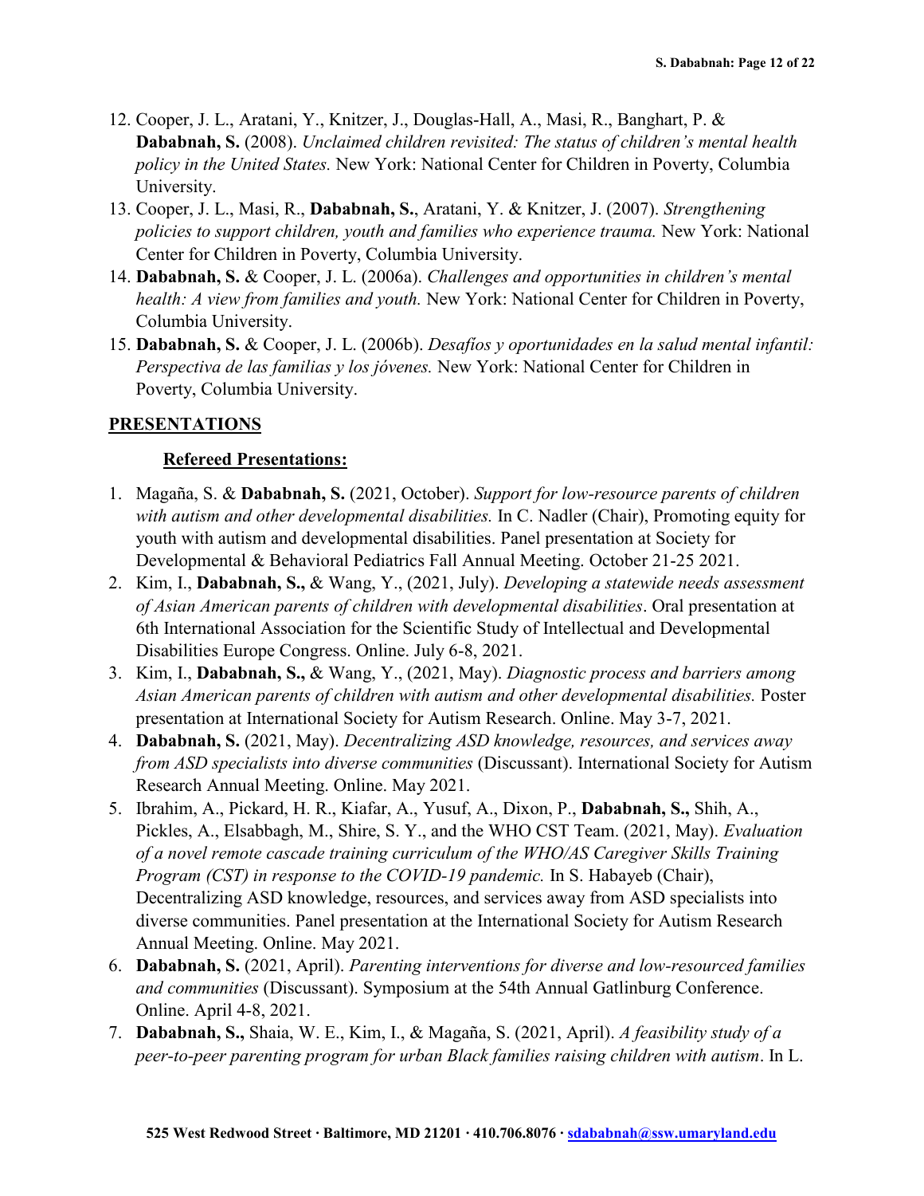12. Cooper, J. L., Aratani, Y., Knitzer, J., Douglas-Hall, A., Masi, R., Banghart, P. & **Dababnah, S.** (2008). *Unclaimed children revisited: The status of children's mental health policy in the United States.* New York: National Center for Children in Poverty, Columbia University.
13. Cooper, J. L., Masi, R., **Dababnah, S.**, Aratani, Y. & Knitzer, J. (2007). *Strengthening policies to support children, youth and families who experience trauma.* New York: National Center for Children in Poverty, Columbia University.
14. **Dababnah, S.** & Cooper, J. L. (2006a). *Challenges and opportunities in children's mental health: A view from families and youth.* New York: National Center for Children in Poverty, Columbia University.
15. **Dababnah, S.** & Cooper, J. L. (2006b). *Desafíos y oportunidades en la salud mental infantil: Perspectiva de las familias y los jóvenes.* New York: National Center for Children in Poverty, Columbia University.

## PRESENTATIONS

### Refereed Presentations:

1. Magaña, S. & **Dababnah, S.** (2021, October). *Support for low-resource parents of children with autism and other developmental disabilities.* In C. Nadler (Chair), Promoting equity for youth with autism and developmental disabilities. Panel presentation at Society for Developmental & Behavioral Pediatrics Fall Annual Meeting. October 21-25 2021.
2. Kim, I., **Dababnah, S.,** & Wang, Y., (2021, July). *Developing a statewide needs assessment of Asian American parents of children with developmental disabilities*. Oral presentation at 6th International Association for the Scientific Study of Intellectual and Developmental Disabilities Europe Congress. Online. July 6-8, 2021.
3. Kim, I., **Dababnah, S.,** & Wang, Y., (2021, May). *Diagnostic process and barriers among Asian American parents of children with autism and other developmental disabilities.* Poster presentation at International Society for Autism Research. Online. May 3-7, 2021.
4. **Dababnah, S.** (2021, May). *Decentralizing ASD knowledge, resources, and services away from ASD specialists into diverse communities* (Discussant). International Society for Autism Research Annual Meeting. Online. May 2021.
5. Ibrahim, A., Pickard, H. R., Kiafar, A., Yusuf, A., Dixon, P., **Dababnah, S.,** Shih, A., Pickles, A., Elsabbagh, M., Shire, S. Y., and the WHO CST Team. (2021, May). *Evaluation of a novel remote cascade training curriculum of the WHO/AS Caregiver Skills Training Program (CST) in response to the COVID-19 pandemic.* In S. Habayeb (Chair), Decentralizing ASD knowledge, resources, and services away from ASD specialists into diverse communities. Panel presentation at the International Society for Autism Research Annual Meeting. Online. May 2021.
6. **Dababnah, S.** (2021, April). *Parenting interventions for diverse and low-resourced families and communities* (Discussant). Symposium at the 54th Annual Gatlinburg Conference. Online. April 4-8, 2021.
7. **Dababnah, S.,** Shaia, W. E., Kim, I., & Magaña, S. (2021, April). *A feasibility study of a peer-to-peer parenting program for urban Black families raising children with autism*. In L.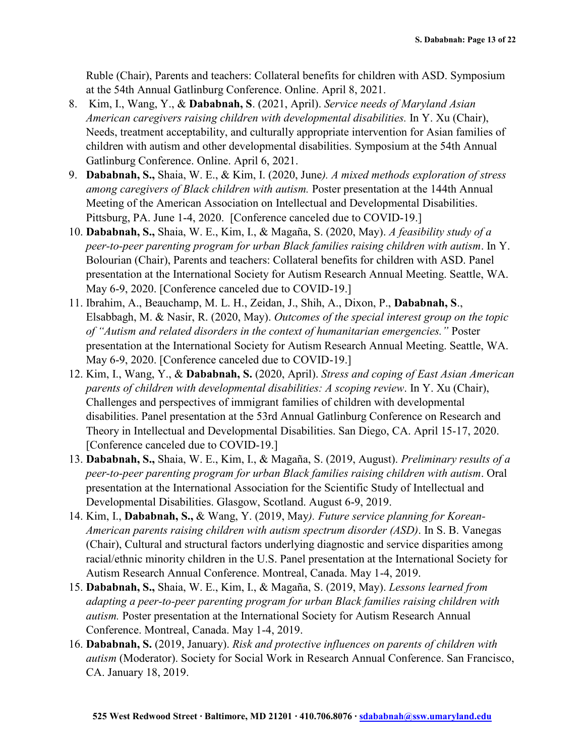Ruble (Chair), Parents and teachers: Collateral benefits for children with ASD. Symposium at the 54th Annual Gatlinburg Conference. Online. April 8, 2021.

8. Kim, I., Wang, Y., & **Dababnah, S**. (2021, April). *Service needs of Maryland Asian American caregivers raising children with developmental disabilities.* In Y. Xu (Chair), Needs, treatment acceptability, and culturally appropriate intervention for Asian families of children with autism and other developmental disabilities. Symposium at the 54th Annual Gatlinburg Conference. Online. April 6, 2021.
9. **Dababnah, S.,** Shaia, W. E., & Kim, I. (2020, June*). A mixed methods exploration of stress among caregivers of Black children with autism.* Poster presentation at the 144th Annual Meeting of the American Association on Intellectual and Developmental Disabilities. Pittsburg, PA. June 1-4, 2020. [Conference canceled due to COVID-19.]
10. **Dababnah, S.,** Shaia, W. E., Kim, I., & Magaña, S. (2020, May). *A feasibility study of a peer-to-peer parenting program for urban Black families raising children with autism*. In Y. Bolourian (Chair), Parents and teachers: Collateral benefits for children with ASD. Panel presentation at the International Society for Autism Research Annual Meeting. Seattle, WA. May 6-9, 2020. [Conference canceled due to COVID-19.]
11. Ibrahim, A., Beauchamp, M. L. H., Zeidan, J., Shih, A., Dixon, P., **Dababnah, S**., Elsabbagh, M. & Nasir, R. (2020, May). *Outcomes of the special interest group on the topic of "Autism and related disorders in the context of humanitarian emergencies."* Poster presentation at the International Society for Autism Research Annual Meeting. Seattle, WA. May 6-9, 2020. [Conference canceled due to COVID-19.]
12. Kim, I., Wang, Y., & **Dababnah, S.** (2020, April). *Stress and coping of East Asian American parents of children with developmental disabilities: A scoping review*. In Y. Xu (Chair), Challenges and perspectives of immigrant families of children with developmental disabilities. Panel presentation at the 53rd Annual Gatlinburg Conference on Research and Theory in Intellectual and Developmental Disabilities. San Diego, CA. April 15-17, 2020. [Conference canceled due to COVID-19.]
13. **Dababnah, S.,** Shaia, W. E., Kim, I., & Magaña, S. (2019, August). *Preliminary results of a peer-to-peer parenting program for urban Black families raising children with autism*. Oral presentation at the International Association for the Scientific Study of Intellectual and Developmental Disabilities. Glasgow, Scotland. August 6-9, 2019.
14. Kim, I., **Dababnah, S.,** & Wang, Y. (2019, May*). Future service planning for Korean-American parents raising children with autism spectrum disorder (ASD)*. In S. B. Vanegas (Chair), Cultural and structural factors underlying diagnostic and service disparities among racial/ethnic minority children in the U.S. Panel presentation at the International Society for Autism Research Annual Conference. Montreal, Canada. May 1-4, 2019.
15. **Dababnah, S.,** Shaia, W. E., Kim, I., & Magaña, S. (2019, May). *Lessons learned from adapting a peer-to-peer parenting program for urban Black families raising children with autism.* Poster presentation at the International Society for Autism Research Annual Conference. Montreal, Canada. May 1-4, 2019.
16. **Dababnah, S.** (2019, January). *Risk and protective influences on parents of children with autism* (Moderator). Society for Social Work in Research Annual Conference. San Francisco, CA. January 18, 2019.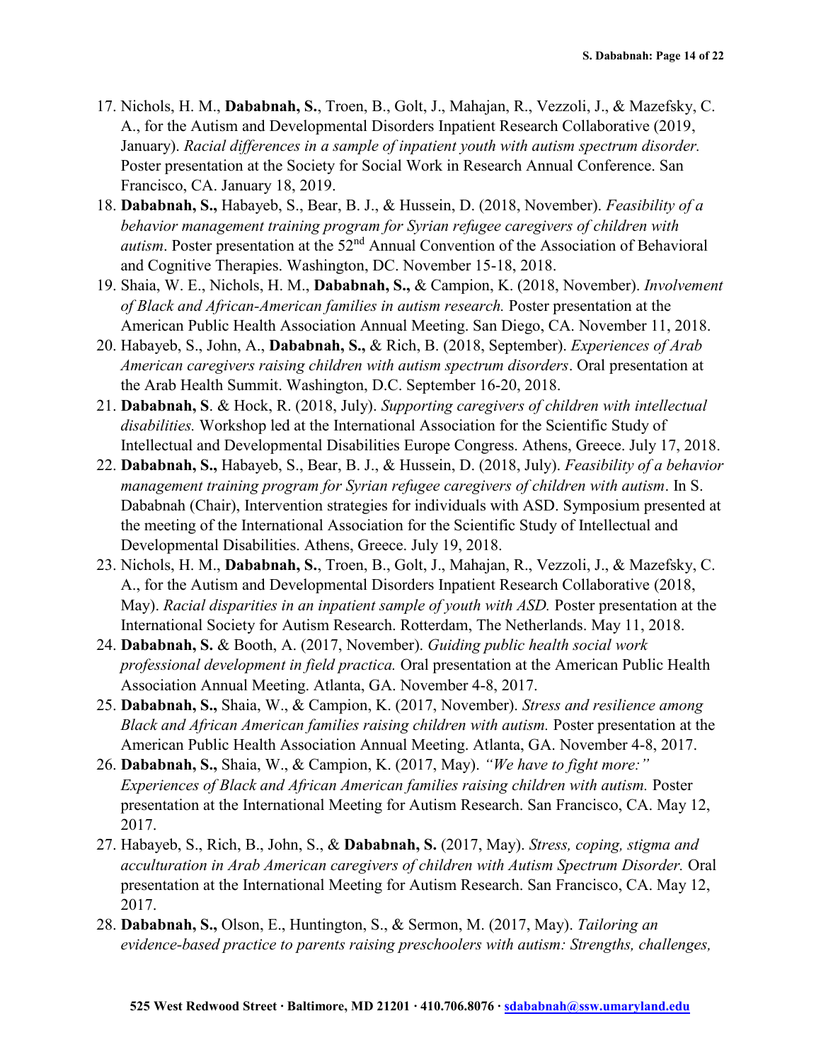17. Nichols, H. M., **Dababnah, S.**, Troen, B., Golt, J., Mahajan, R., Vezzoli, J., & Mazefsky, C. A., for the Autism and Developmental Disorders Inpatient Research Collaborative (2019, January). *Racial differences in a sample of inpatient youth with autism spectrum disorder.* Poster presentation at the Society for Social Work in Research Annual Conference. San Francisco, CA. January 18, 2019.
18. **Dababnah, S.,** Habayeb, S., Bear, B. J., & Hussein, D. (2018, November). *Feasibility of a behavior management training program for Syrian refugee caregivers of children with autism*. Poster presentation at the 52nd Annual Convention of the Association of Behavioral and Cognitive Therapies. Washington, DC. November 15-18, 2018.
19. Shaia, W. E., Nichols, H. M., **Dababnah, S.,** & Campion, K. (2018, November). *Involvement of Black and African-American families in autism research.* Poster presentation at the American Public Health Association Annual Meeting. San Diego, CA. November 11, 2018.
20. Habayeb, S., John, A., **Dababnah, S.,** & Rich, B. (2018, September). *Experiences of Arab American caregivers raising children with autism spectrum disorders*. Oral presentation at the Arab Health Summit. Washington, D.C. September 16-20, 2018.
21. **Dababnah, S**. & Hock, R. (2018, July). *Supporting caregivers of children with intellectual disabilities.* Workshop led at the International Association for the Scientific Study of Intellectual and Developmental Disabilities Europe Congress. Athens, Greece. July 17, 2018.
22. **Dababnah, S.,** Habayeb, S., Bear, B. J., & Hussein, D. (2018, July). *Feasibility of a behavior management training program for Syrian refugee caregivers of children with autism*. In S. Dababnah (Chair), Intervention strategies for individuals with ASD. Symposium presented at the meeting of the International Association for the Scientific Study of Intellectual and Developmental Disabilities. Athens, Greece. July 19, 2018.
23. Nichols, H. M., **Dababnah, S.**, Troen, B., Golt, J., Mahajan, R., Vezzoli, J., & Mazefsky, C. A., for the Autism and Developmental Disorders Inpatient Research Collaborative (2018, May). *Racial disparities in an inpatient sample of youth with ASD.* Poster presentation at the International Society for Autism Research. Rotterdam, The Netherlands. May 11, 2018.
24. **Dababnah, S.** & Booth, A. (2017, November). *Guiding public health social work professional development in field practica.* Oral presentation at the American Public Health Association Annual Meeting. Atlanta, GA. November 4-8, 2017.
25. **Dababnah, S.,** Shaia, W., & Campion, K. (2017, November). *Stress and resilience among Black and African American families raising children with autism.* Poster presentation at the American Public Health Association Annual Meeting. Atlanta, GA. November 4-8, 2017.
26. **Dababnah, S.,** Shaia, W., & Campion, K. (2017, May). *"We have to fight more:" Experiences of Black and African American families raising children with autism.* Poster presentation at the International Meeting for Autism Research. San Francisco, CA. May 12, 2017.
27. Habayeb, S., Rich, B., John, S., & **Dababnah, S.** (2017, May). *Stress, coping, stigma and acculturation in Arab American caregivers of children with Autism Spectrum Disorder.* Oral presentation at the International Meeting for Autism Research. San Francisco, CA. May 12, 2017.
28. **Dababnah, S.,** Olson, E., Huntington, S., & Sermon, M. (2017, May). *Tailoring an evidence-based practice to parents raising preschoolers with autism: Strengths, challenges,*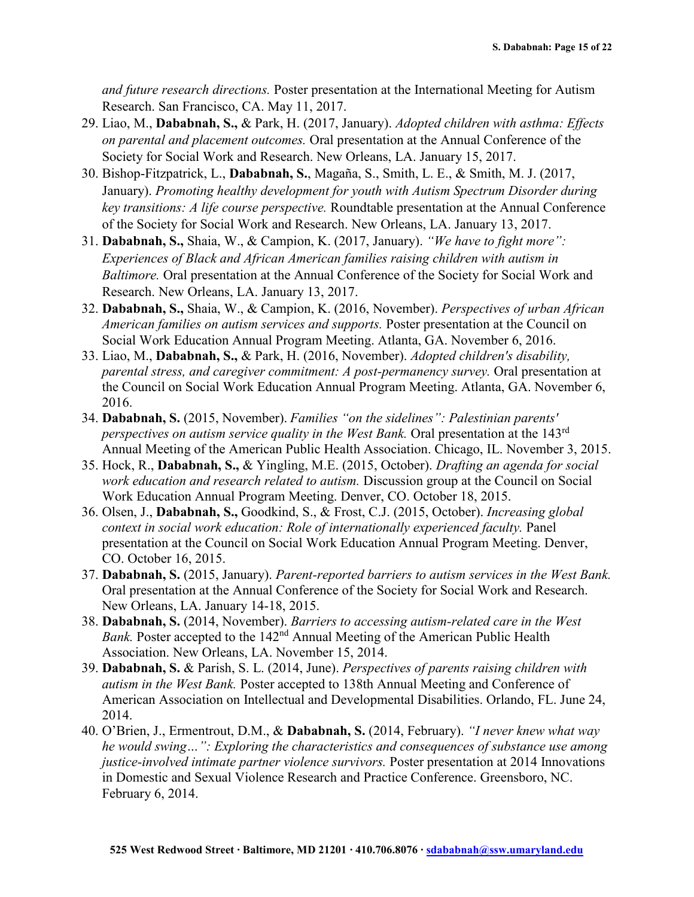*and future research directions.* Poster presentation at the International Meeting for Autism Research. San Francisco, CA. May 11, 2017.

29. Liao, M., **Dababnah, S.,** & Park, H. (2017, January). *Adopted children with asthma: Effects on parental and placement outcomes.* Oral presentation at the Annual Conference of the Society for Social Work and Research. New Orleans, LA. January 15, 2017.
30. Bishop-Fitzpatrick, L., **Dababnah, S.**, Magaña, S., Smith, L. E., & Smith, M. J. (2017, January). *Promoting healthy development for youth with Autism Spectrum Disorder during key transitions: A life course perspective.* Roundtable presentation at the Annual Conference of the Society for Social Work and Research. New Orleans, LA. January 13, 2017.
31. **Dababnah, S.,** Shaia, W., & Campion, K. (2017, January). *"We have to fight more": Experiences of Black and African American families raising children with autism in Baltimore.* Oral presentation at the Annual Conference of the Society for Social Work and Research. New Orleans, LA. January 13, 2017.
32. **Dababnah, S.,** Shaia, W., & Campion, K. (2016, November). *Perspectives of urban African American families on autism services and supports.* Poster presentation at the Council on Social Work Education Annual Program Meeting. Atlanta, GA. November 6, 2016.
33. Liao, M., **Dababnah, S.,** & Park, H. (2016, November). *Adopted children's disability, parental stress, and caregiver commitment: A post-permanency survey.* Oral presentation at the Council on Social Work Education Annual Program Meeting. Atlanta, GA. November 6, 2016.
34. **Dababnah, S.** (2015, November). *Families "on the sidelines": Palestinian parents' perspectives on autism service quality in the West Bank.* Oral presentation at the 143rd Annual Meeting of the American Public Health Association. Chicago, IL. November 3, 2015.
35. Hock, R., **Dababnah, S.,** & Yingling, M.E. (2015, October). *Drafting an agenda for social work education and research related to autism.* Discussion group at the Council on Social Work Education Annual Program Meeting. Denver, CO. October 18, 2015.
36. Olsen, J., **Dababnah, S.,** Goodkind, S., & Frost, C.J. (2015, October). *Increasing global context in social work education: Role of internationally experienced faculty.* Panel presentation at the Council on Social Work Education Annual Program Meeting. Denver, CO. October 16, 2015.
37. **Dababnah, S.** (2015, January). *Parent-reported barriers to autism services in the West Bank.* Oral presentation at the Annual Conference of the Society for Social Work and Research. New Orleans, LA. January 14-18, 2015.
38. **Dababnah, S.** (2014, November). *Barriers to accessing autism-related care in the West Bank.* Poster accepted to the 142nd Annual Meeting of the American Public Health Association. New Orleans, LA. November 15, 2014.
39. **Dababnah, S.** & Parish, S. L. (2014, June). *Perspectives of parents raising children with autism in the West Bank.* Poster accepted to 138th Annual Meeting and Conference of American Association on Intellectual and Developmental Disabilities. Orlando, FL. June 24, 2014.
40. O'Brien, J., Ermentrout, D.M., & **Dababnah, S.** (2014, February). *"I never knew what way he would swing…": Exploring the characteristics and consequences of substance use among justice-involved intimate partner violence survivors.* Poster presentation at 2014 Innovations in Domestic and Sexual Violence Research and Practice Conference. Greensboro, NC. February 6, 2014.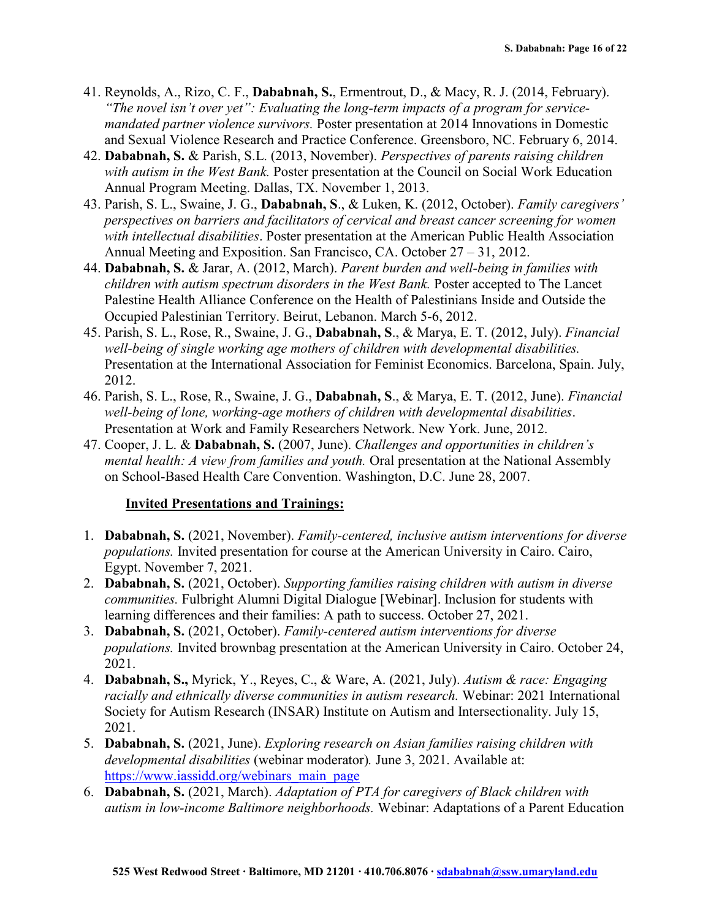41. Reynolds, A., Rizo, C. F., **Dababnah, S.**, Ermentrout, D., & Macy, R. J. (2014, February). *"The novel isn't over yet": Evaluating the long-term impacts of a program for service-mandated partner violence survivors.* Poster presentation at 2014 Innovations in Domestic and Sexual Violence Research and Practice Conference. Greensboro, NC. February 6, 2014.
42. **Dababnah, S.** & Parish, S.L. (2013, November). *Perspectives of parents raising children with autism in the West Bank.* Poster presentation at the Council on Social Work Education Annual Program Meeting. Dallas, TX. November 1, 2013.
43. Parish, S. L., Swaine, J. G., **Dababnah, S**., & Luken, K. (2012, October). *Family caregivers' perspectives on barriers and facilitators of cervical and breast cancer screening for women with intellectual disabilities*. Poster presentation at the American Public Health Association Annual Meeting and Exposition. San Francisco, CA. October 27 – 31, 2012.
44. **Dababnah, S.** & Jarar, A. (2012, March). *Parent burden and well-being in families with children with autism spectrum disorders in the West Bank.* Poster accepted to The Lancet Palestine Health Alliance Conference on the Health of Palestinians Inside and Outside the Occupied Palestinian Territory. Beirut, Lebanon. March 5-6, 2012.
45. Parish, S. L., Rose, R., Swaine, J. G., **Dababnah, S**., & Marya, E. T. (2012, July). *Financial well-being of single working age mothers of children with developmental disabilities.* Presentation at the International Association for Feminist Economics. Barcelona, Spain. July, 2012.
46. Parish, S. L., Rose, R., Swaine, J. G., **Dababnah, S**., & Marya, E. T. (2012, June). *Financial well-being of lone, working-age mothers of children with developmental disabilities*. Presentation at Work and Family Researchers Network. New York. June, 2012.
47. Cooper, J. L. & **Dababnah, S.** (2007, June). *Challenges and opportunities in children's mental health: A view from families and youth.* Oral presentation at the National Assembly on School-Based Health Care Convention. Washington, D.C. June 28, 2007.

## **Invited Presentations and Trainings:**

1. **Dababnah, S.** (2021, November). *Family-centered, inclusive autism interventions for diverse populations.* Invited presentation for course at the American University in Cairo. Cairo, Egypt. November 7, 2021.
2. **Dababnah, S.** (2021, October). *Supporting families raising children with autism in diverse communities.* Fulbright Alumni Digital Dialogue [Webinar]. Inclusion for students with learning differences and their families: A path to success. October 27, 2021.
3. **Dababnah, S.** (2021, October). *Family-centered autism interventions for diverse populations.* Invited brownbag presentation at the American University in Cairo. October 24, 2021.
4. **Dababnah, S.,** Myrick, Y., Reyes, C., & Ware, A. (2021, July). *Autism & race: Engaging racially and ethnically diverse communities in autism research.* Webinar: 2021 International Society for Autism Research (INSAR) Institute on Autism and Intersectionality. July 15, 2021.
5. **Dababnah, S.** (2021, June). *Exploring research on Asian families raising children with developmental disabilities* (webinar moderator)*.* June 3, 2021. Available at: https://www.iassidd.org/webinars_main_page
6. **Dababnah, S.** (2021, March). *Adaptation of PTA for caregivers of Black children with autism in low-income Baltimore neighborhoods.* Webinar: Adaptations of a Parent Education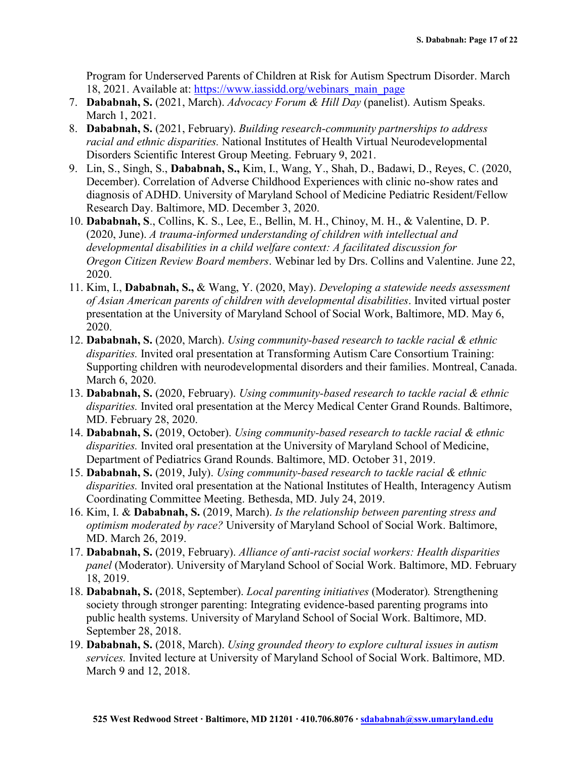Program for Underserved Parents of Children at Risk for Autism Spectrum Disorder. March 18, 2021. Available at: [https://www.iassidd.org/webinars_main_page](https://www.iassidd.org/webinars_main_page)

7. **Dababnah, S.** (2021, March). *Advocacy Forum & Hill Day* (panelist). Autism Speaks. March 1, 2021.
8. **Dababnah, S.** (2021, February). *Building research-community partnerships to address racial and ethnic disparities.* National Institutes of Health Virtual Neurodevelopmental Disorders Scientific Interest Group Meeting. February 9, 2021.
9. Lin, S., Singh, S., **Dababnah, S.,** Kim, I., Wang, Y., Shah, D., Badawi, D., Reyes, C. (2020, December). Correlation of Adverse Childhood Experiences with clinic no-show rates and diagnosis of ADHD. University of Maryland School of Medicine Pediatric Resident/Fellow Research Day. Baltimore, MD. December 3, 2020.
10. **Dababnah, S**., Collins, K. S., Lee, E., Bellin, M. H., Chinoy, M. H., & Valentine, D. P. (2020, June). *A trauma-informed understanding of children with intellectual and developmental disabilities in a child welfare context: A facilitated discussion for Oregon Citizen Review Board members*. Webinar led by Drs. Collins and Valentine. June 22, 2020.
11. Kim, I., **Dababnah, S.,** & Wang, Y. (2020, May). *Developing a statewide needs assessment of Asian American parents of children with developmental disabilities*. Invited virtual poster presentation at the University of Maryland School of Social Work, Baltimore, MD. May 6, 2020.
12. **Dababnah, S.** (2020, March). *Using community-based research to tackle racial & ethnic disparities.* Invited oral presentation at Transforming Autism Care Consortium Training: Supporting children with neurodevelopmental disorders and their families. Montreal, Canada. March 6, 2020.
13. **Dababnah, S.** (2020, February). *Using community-based research to tackle racial & ethnic disparities.* Invited oral presentation at the Mercy Medical Center Grand Rounds. Baltimore, MD. February 28, 2020.
14. **Dababnah, S.** (2019, October). *Using community-based research to tackle racial & ethnic disparities.* Invited oral presentation at the University of Maryland School of Medicine, Department of Pediatrics Grand Rounds. Baltimore, MD. October 31, 2019.
15. **Dababnah, S.** (2019, July). *Using community-based research to tackle racial & ethnic disparities.* Invited oral presentation at the National Institutes of Health, Interagency Autism Coordinating Committee Meeting. Bethesda, MD. July 24, 2019.
16. Kim, I. & **Dababnah, S.** (2019, March). *Is the relationship between parenting stress and optimism moderated by race?* University of Maryland School of Social Work. Baltimore, MD. March 26, 2019.
17. **Dababnah, S.** (2019, February). *Alliance of anti-racist social workers: Health disparities panel* (Moderator). University of Maryland School of Social Work. Baltimore, MD. February 18, 2019.
18. **Dababnah, S.** (2018, September). *Local parenting initiatives* (Moderator)*.* Strengthening society through stronger parenting: Integrating evidence-based parenting programs into public health systems. University of Maryland School of Social Work. Baltimore, MD. September 28, 2018.
19. **Dababnah, S.** (2018, March). *Using grounded theory to explore cultural issues in autism services.* Invited lecture at University of Maryland School of Social Work. Baltimore, MD. March 9 and 12, 2018.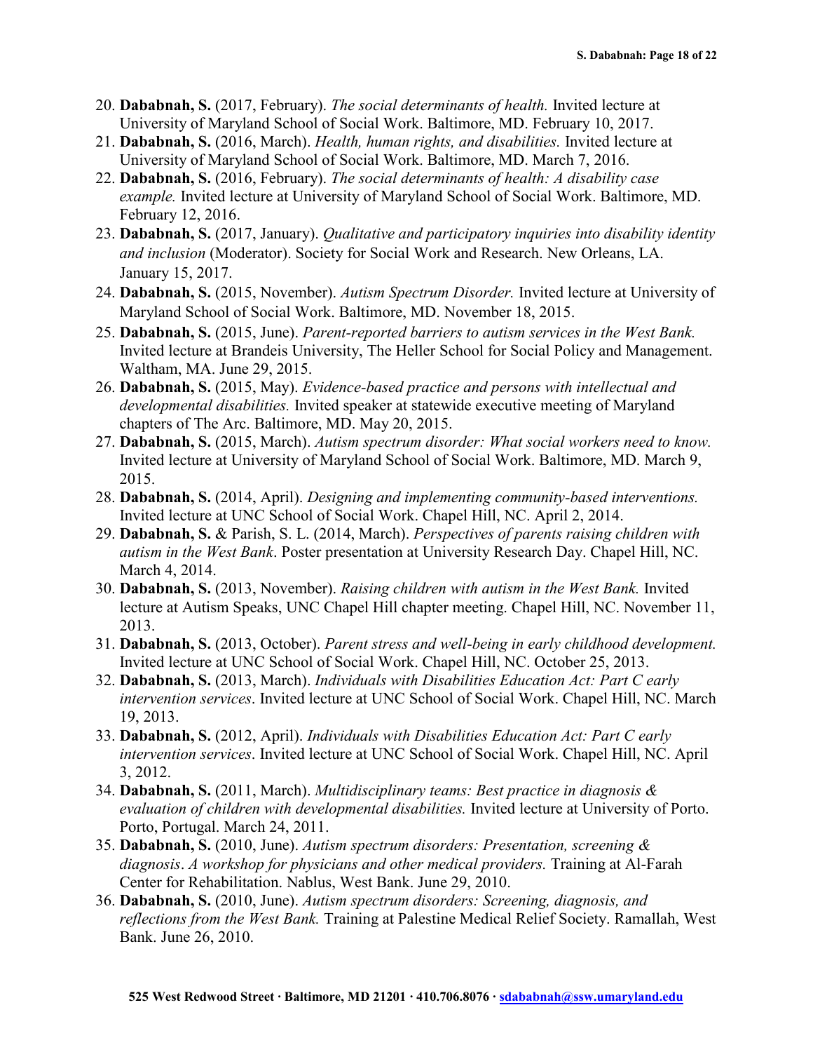20. **Dababnah, S.** (2017, February). *The social determinants of health.* Invited lecture at University of Maryland School of Social Work. Baltimore, MD. February 10, 2017.
21. **Dababnah, S.** (2016, March). *Health, human rights, and disabilities.* Invited lecture at University of Maryland School of Social Work. Baltimore, MD. March 7, 2016.
22. **Dababnah, S.** (2016, February). *The social determinants of health: A disability case example.* Invited lecture at University of Maryland School of Social Work. Baltimore, MD. February 12, 2016.
23. **Dababnah, S.** (2017, January). *Qualitative and participatory inquiries into disability identity and inclusion* (Moderator). Society for Social Work and Research. New Orleans, LA. January 15, 2017.
24. **Dababnah, S.** (2015, November). *Autism Spectrum Disorder.* Invited lecture at University of Maryland School of Social Work. Baltimore, MD. November 18, 2015.
25. **Dababnah, S.** (2015, June). *Parent-reported barriers to autism services in the West Bank.* Invited lecture at Brandeis University, The Heller School for Social Policy and Management. Waltham, MA. June 29, 2015.
26. **Dababnah, S.** (2015, May). *Evidence-based practice and persons with intellectual and developmental disabilities.* Invited speaker at statewide executive meeting of Maryland chapters of The Arc. Baltimore, MD. May 20, 2015.
27. **Dababnah, S.** (2015, March). *Autism spectrum disorder: What social workers need to know.* Invited lecture at University of Maryland School of Social Work. Baltimore, MD. March 9, 2015.
28. **Dababnah, S.** (2014, April). *Designing and implementing community-based interventions.* Invited lecture at UNC School of Social Work. Chapel Hill, NC. April 2, 2014.
29. **Dababnah, S.** & Parish, S. L. (2014, March). *Perspectives of parents raising children with autism in the West Bank*. Poster presentation at University Research Day. Chapel Hill, NC. March 4, 2014.
30. **Dababnah, S.** (2013, November). *Raising children with autism in the West Bank.* Invited lecture at Autism Speaks, UNC Chapel Hill chapter meeting. Chapel Hill, NC. November 11, 2013.
31. **Dababnah, S.** (2013, October). *Parent stress and well-being in early childhood development.* Invited lecture at UNC School of Social Work. Chapel Hill, NC. October 25, 2013.
32. **Dababnah, S.** (2013, March). *Individuals with Disabilities Education Act: Part C early intervention services*. Invited lecture at UNC School of Social Work. Chapel Hill, NC. March 19, 2013.
33. **Dababnah, S.** (2012, April). *Individuals with Disabilities Education Act: Part C early intervention services*. Invited lecture at UNC School of Social Work. Chapel Hill, NC. April 3, 2012.
34. **Dababnah, S.** (2011, March). *Multidisciplinary teams: Best practice in diagnosis & evaluation of children with developmental disabilities.* Invited lecture at University of Porto. Porto, Portugal. March 24, 2011.
35. **Dababnah, S.** (2010, June). *Autism spectrum disorders: Presentation, screening & diagnosis*. *A workshop for physicians and other medical providers.* Training at Al-Farah Center for Rehabilitation. Nablus, West Bank. June 29, 2010.
36. **Dababnah, S.** (2010, June). *Autism spectrum disorders: Screening, diagnosis, and reflections from the West Bank.* Training at Palestine Medical Relief Society. Ramallah, West Bank. June 26, 2010.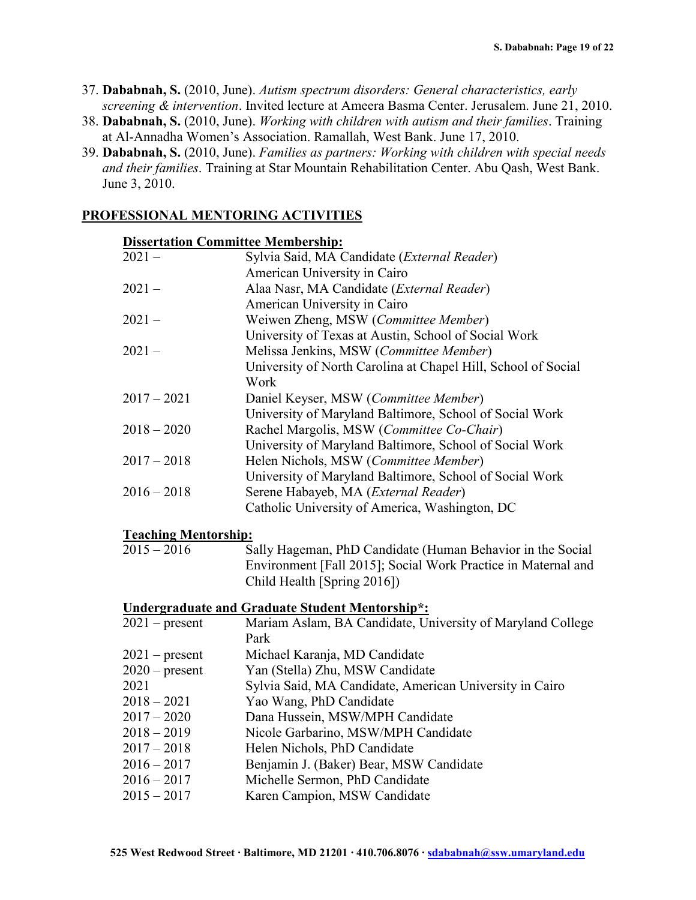37. **Dababnah, S.** (2010, June). *Autism spectrum disorders: General characteristics, early screening & intervention*. Invited lecture at Ameera Basma Center. Jerusalem. June 21, 2010.
38. **Dababnah, S.** (2010, June). *Working with children with autism and their families*. Training at Al-Annadha Women's Association. Ramallah, West Bank. June 17, 2010.
39. **Dababnah, S.** (2010, June). *Families as partners: Working with children with special needs and their families*. Training at Star Mountain Rehabilitation Center. Abu Qash, West Bank. June 3, 2010.

## PROFESSIONAL MENTORING ACTIVITIES

### Dissertation Committee Membership:

| | |
|---|---|
| 2021 – | Sylvia Said, MA Candidate (*External Reader*) American University in Cairo |
| 2021 – | Alaa Nasr, MA Candidate (*External Reader*) American University in Cairo |
| 2021 – | Weiwen Zheng, MSW (*Committee Member*) University of Texas at Austin, School of Social Work |
| 2021 – | Melissa Jenkins, MSW (*Committee Member*) University of North Carolina at Chapel Hill, School of Social Work |
| 2017 – 2021 | Daniel Keyser, MSW (*Committee Member*) University of Maryland Baltimore, School of Social Work |
| 2018 – 2020 | Rachel Margolis, MSW (*Committee Co-Chair*) University of Maryland Baltimore, School of Social Work |
| 2017 – 2018 | Helen Nichols, MSW (*Committee Member*) University of Maryland Baltimore, School of Social Work |
| 2016 – 2018 | Serene Habayeb, MA (*External Reader*) Catholic University of America, Washington, DC |

### Teaching Mentorship:

| | |
|---|---|
| 2015 – 2016 | Sally Hageman, PhD Candidate (Human Behavior in the Social Environment [Fall 2015]; Social Work Practice in Maternal and Child Health [Spring 2016]) |

### Undergraduate and Graduate Student Mentorship*:

| | |
|---|---|
| 2021 – present | Mariam Aslam, BA Candidate, University of Maryland College Park |
| 2021 – present | Michael Karanja, MD Candidate |
| 2020 – present | Yan (Stella) Zhu, MSW Candidate |
| 2021 | Sylvia Said, MA Candidate, American University in Cairo |
| 2018 – 2021 | Yao Wang, PhD Candidate |
| 2017 – 2020 | Dana Hussein, MSW/MPH Candidate |
| 2018 – 2019 | Nicole Garbarino, MSW/MPH Candidate |
| 2017 – 2018 | Helen Nichols, PhD Candidate |
| 2016 – 2017 | Benjamin J. (Baker) Bear, MSW Candidate |
| 2016 – 2017 | Michelle Sermon, PhD Candidate |
| 2015 – 2017 | Karen Campion, MSW Candidate |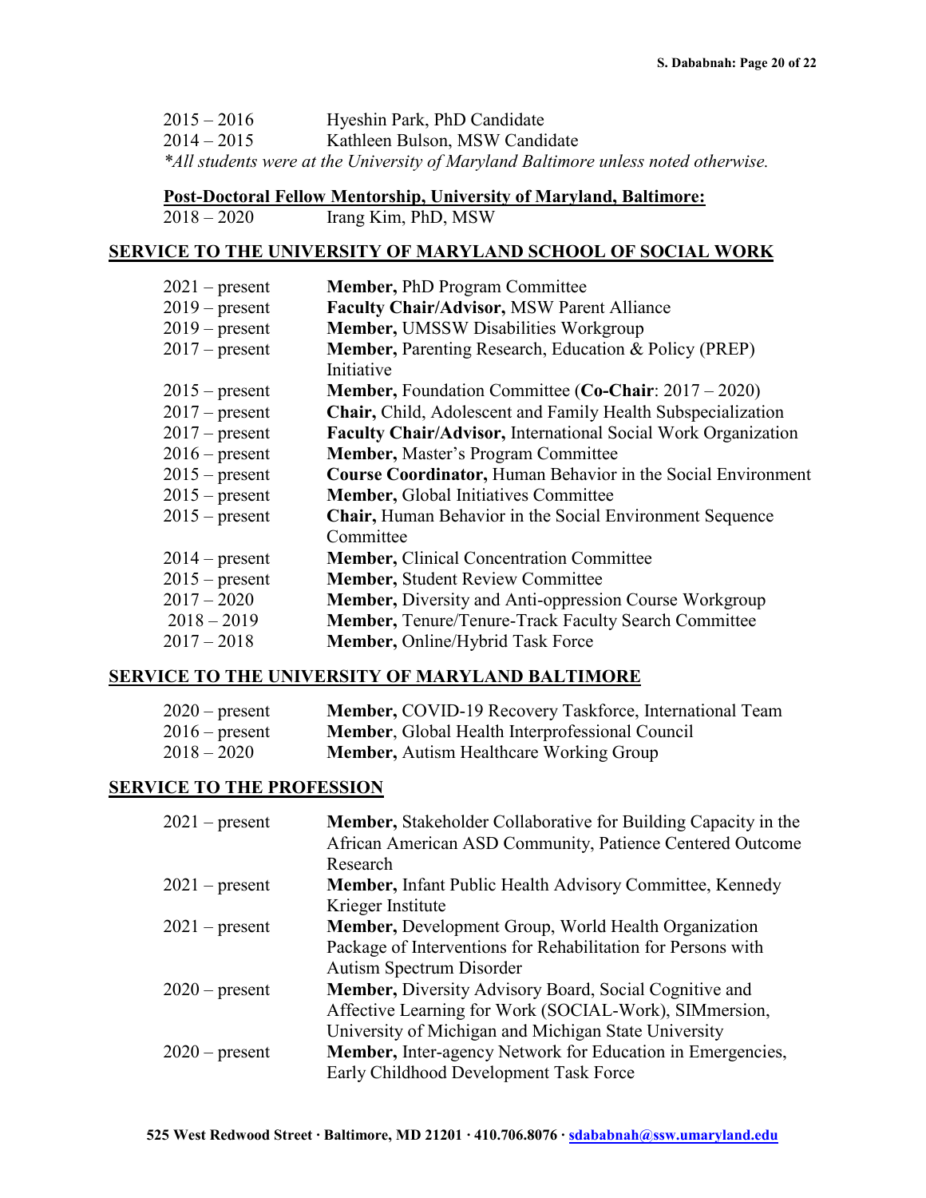2015 – 2016 Hyeshin Park, PhD Candidate
2014 – 2015 Kathleen Bulson, MSW Candidate

*\*All students were at the University of Maryland Baltimore unless noted otherwise.*

**Post-Doctoral Fellow Mentorship, University of Maryland, Baltimore:**

2018 – 2020 Irang Kim, PhD, MSW

## SERVICE TO THE UNIVERSITY OF MARYLAND SCHOOL OF SOCIAL WORK

| | |
|---|---|
| 2021 – present | **Member,** PhD Program Committee |
| 2019 – present | **Faculty Chair/Advisor,** MSW Parent Alliance |
| 2019 – present | **Member,** UMSSW Disabilities Workgroup |
| 2017 – present | **Member,** Parenting Research, Education & Policy (PREP) Initiative |
| 2015 – present | **Member,** Foundation Committee (**Co-Chair**: 2017 – 2020) |
| 2017 – present | **Chair,** Child, Adolescent and Family Health Subspecialization |
| 2017 – present | **Faculty Chair/Advisor,** International Social Work Organization |
| 2016 – present | **Member,** Master's Program Committee |
| 2015 – present | **Course Coordinator,** Human Behavior in the Social Environment |
| 2015 – present | **Member,** Global Initiatives Committee |
| 2015 – present | **Chair,** Human Behavior in the Social Environment Sequence Committee |
| 2014 – present | **Member,** Clinical Concentration Committee |
| 2015 – present | **Member,** Student Review Committee |
| 2017 – 2020 | **Member,** Diversity and Anti-oppression Course Workgroup |
| 2018 – 2019 | **Member,** Tenure/Tenure-Track Faculty Search Committee |
| 2017 – 2018 | **Member,** Online/Hybrid Task Force |

## SERVICE TO THE UNIVERSITY OF MARYLAND BALTIMORE

| | |
|---|---|
| 2020 – present | **Member,** COVID-19 Recovery Taskforce, International Team |
| 2016 – present | **Member**, Global Health Interprofessional Council |
| 2018 – 2020 | **Member,** Autism Healthcare Working Group |

## SERVICE TO THE PROFESSION

| | |
|---|---|
| 2021 – present | **Member,** Stakeholder Collaborative for Building Capacity in the African American ASD Community, Patience Centered Outcome Research |
| 2021 – present | **Member,** Infant Public Health Advisory Committee, Kennedy Krieger Institute |
| 2021 – present | **Member,** Development Group, World Health Organization Package of Interventions for Rehabilitation for Persons with Autism Spectrum Disorder |
| 2020 – present | **Member,** Diversity Advisory Board, Social Cognitive and Affective Learning for Work (SOCIAL-Work), SIMmersion, University of Michigan and Michigan State University |
| 2020 – present | **Member,** Inter-agency Network for Education in Emergencies, Early Childhood Development Task Force |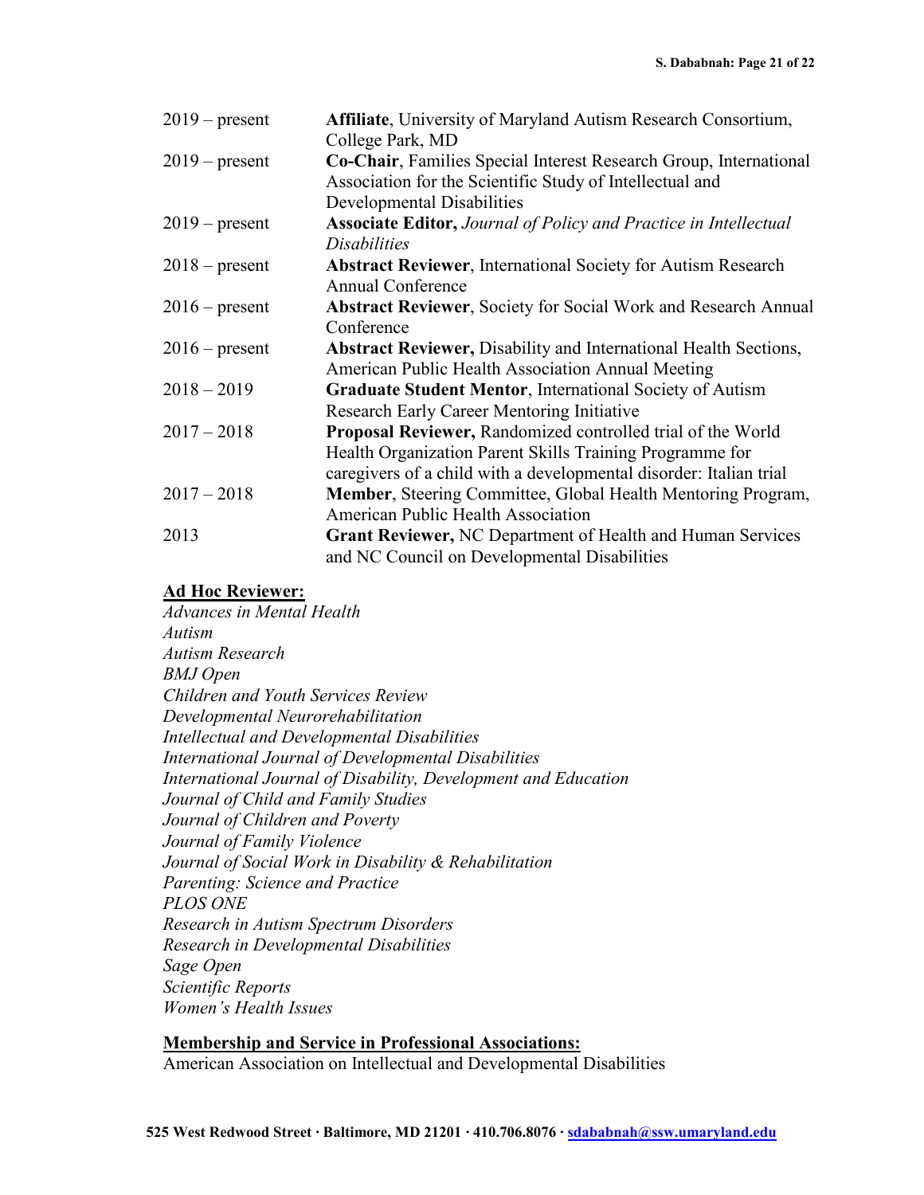| | |
|---|---|
| 2019 – present | **Affiliate**, University of Maryland Autism Research Consortium, College Park, MD |
| 2019 – present | **Co-Chair**, Families Special Interest Research Group, International Association for the Scientific Study of Intellectual and Developmental Disabilities |
| 2019 – present | **Associate Editor,** *Journal of Policy and Practice in Intellectual Disabilities* |
| 2018 – present | **Abstract Reviewer**, International Society for Autism Research Annual Conference |
| 2016 – present | **Abstract Reviewer**, Society for Social Work and Research Annual Conference |
| 2016 – present | **Abstract Reviewer,** Disability and International Health Sections, American Public Health Association Annual Meeting |
| 2018 – 2019 | **Graduate Student Mentor**, International Society of Autism Research Early Career Mentoring Initiative |
| 2017 – 2018 | **Proposal Reviewer,** Randomized controlled trial of the World Health Organization Parent Skills Training Programme for caregivers of a child with a developmental disorder: Italian trial |
| 2017 – 2018 | **Member**, Steering Committee, Global Health Mentoring Program, American Public Health Association |
| 2013 | **Grant Reviewer,** NC Department of Health and Human Services and NC Council on Developmental Disabilities |

**Ad Hoc Reviewer:**

*Advances in Mental Health*
*Autism*
*Autism Research*
*BMJ Open*
*Children and Youth Services Review*
*Developmental Neurorehabilitation*
*Intellectual and Developmental Disabilities*
*International Journal of Developmental Disabilities*
*International Journal of Disability, Development and Education*
*Journal of Child and Family Studies*
*Journal of Children and Poverty*
*Journal of Family Violence*
*Journal of Social Work in Disability & Rehabilitation*
*Parenting: Science and Practice*
*PLOS ONE*
*Research in Autism Spectrum Disorders*
*Research in Developmental Disabilities*
*Sage Open*
*Scientific Reports*
*Women's Health Issues*

**Membership and Service in Professional Associations:**

American Association on Intellectual and Developmental Disabilities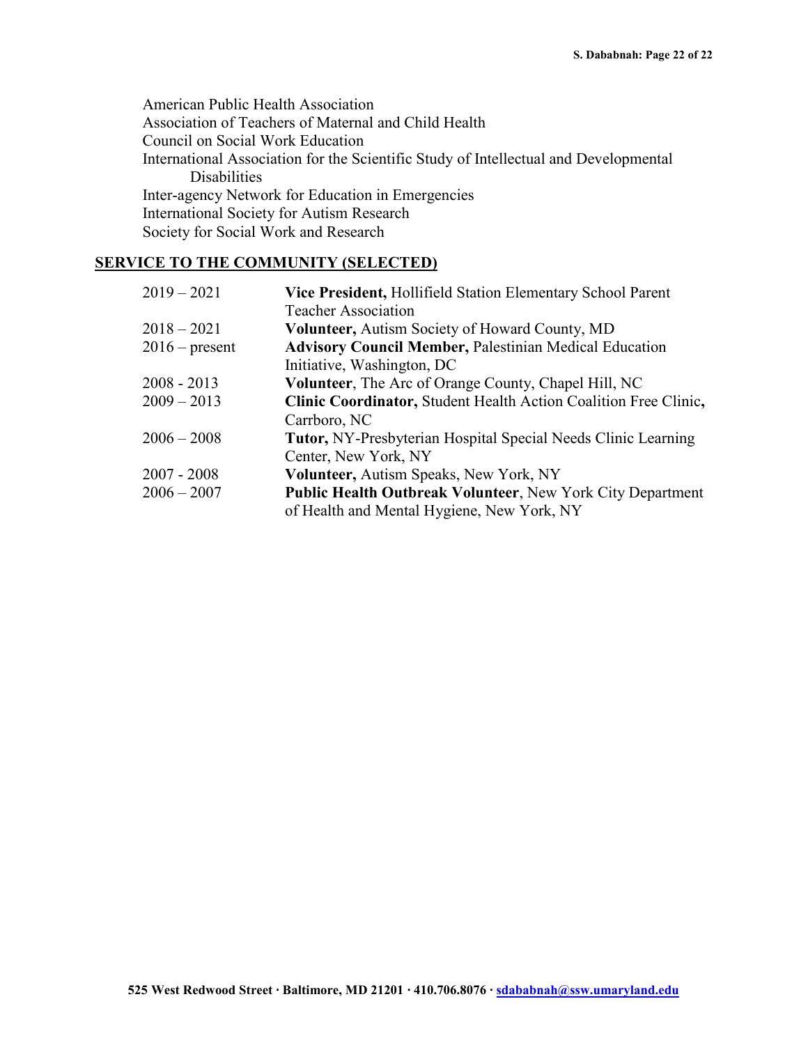American Public Health Association
Association of Teachers of Maternal and Child Health
Council on Social Work Education
International Association for the Scientific Study of Intellectual and Developmental Disabilities
Inter-agency Network for Education in Emergencies
International Society for Autism Research
Society for Social Work and Research

## SERVICE TO THE COMMUNITY (SELECTED)

| | |
|---|---|
| 2019 – 2021 | **Vice President,** Hollifield Station Elementary School Parent Teacher Association |
| 2018 – 2021 | **Volunteer,** Autism Society of Howard County, MD |
| 2016 – present | **Advisory Council Member,** Palestinian Medical Education Initiative, Washington, DC |
| 2008 - 2013 | **Volunteer**, The Arc of Orange County, Chapel Hill, NC |
| 2009 – 2013 | **Clinic Coordinator,** Student Health Action Coalition Free Clinic**,** Carrboro, NC |
| 2006 – 2008 | **Tutor,** NY-Presbyterian Hospital Special Needs Clinic Learning Center, New York, NY |
| 2007 - 2008 | **Volunteer,** Autism Speaks, New York, NY |
| 2006 – 2007 | **Public Health Outbreak Volunteer**, New York City Department of Health and Mental Hygiene, New York, NY |